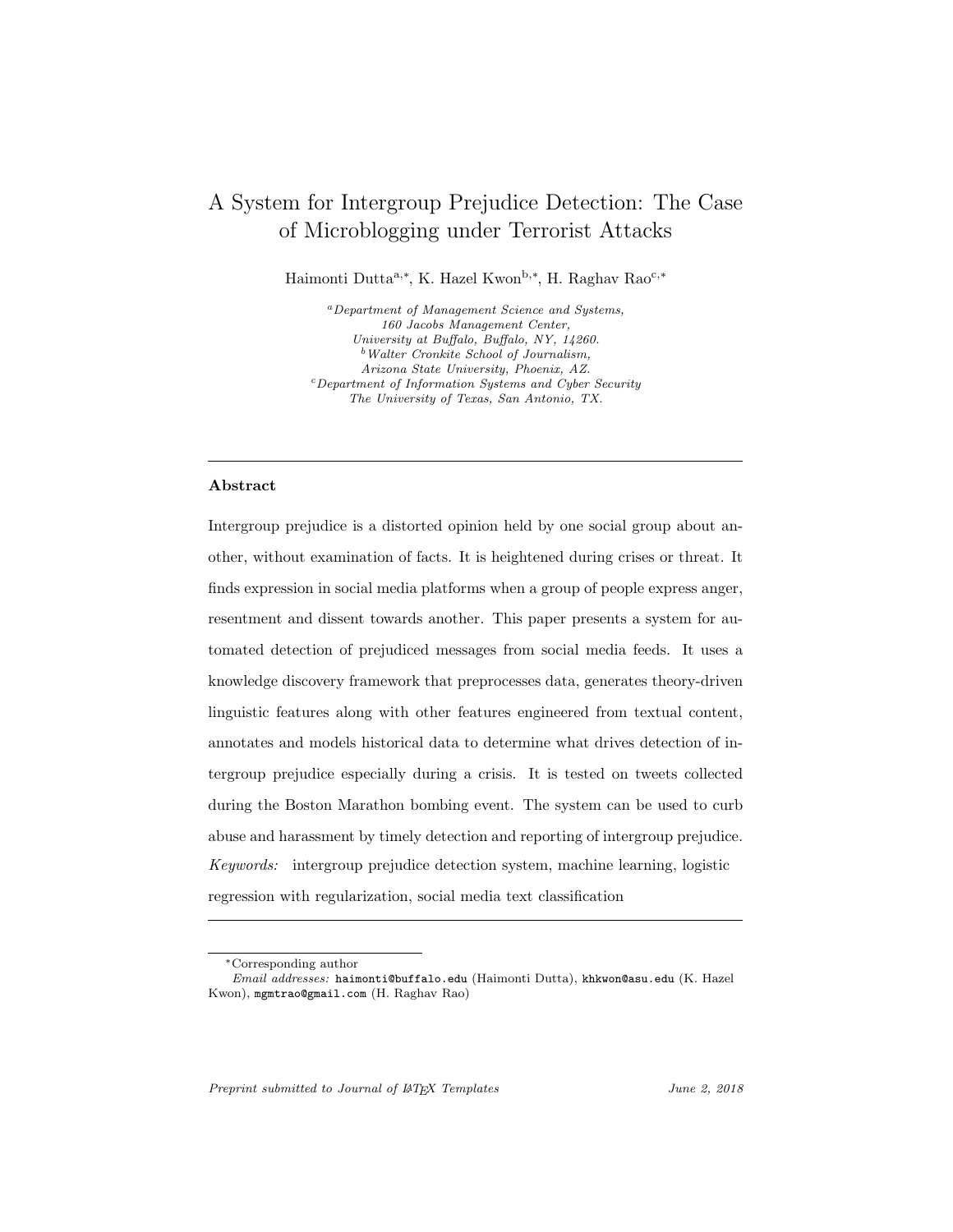# A System for Intergroup Prejudice Detection: The Case of Microblogging under Terrorist Attacks

Haimonti Dutta[a,*], K. Hazel Kwon[b,*], H. Raghav Rao[c,*]

[a]*Department of Management Science and Systems, 160 Jacobs Management Center, University at Buffalo, Buffalo, NY, 14260.*
[b]*Walter Cronkite School of Journalism, Arizona State University, Phoenix, AZ.*
[c]*Department of Information Systems and Cyber Security The University of Texas, San Antonio, TX.*

---

## Abstract

Intergroup prejudice is a distorted opinion held by one social group about another, without examination of facts. It is heightened during crises or threat. It finds expression in social media platforms when a group of people express anger, resentment and dissent towards another. This paper presents a system for automated detection of prejudiced messages from social media feeds. It uses a knowledge discovery framework that preprocesses data, generates theory-driven linguistic features along with other features engineered from textual content, annotates and models historical data to determine what drives detection of intergroup prejudice especially during a crisis. It is tested on tweets collected during the Boston Marathon bombing event. The system can be used to curb abuse and harassment by timely detection and reporting of intergroup prejudice.

*Keywords:* intergroup prejudice detection system, machine learning, logistic regression with regularization, social media text classification

---

*Corresponding author

*Email addresses:* haimonti@buffalo.edu (Haimonti Dutta), khkwon@asu.edu (K. Hazel Kwon), mgmtrao@gmail.com (H. Raghav Rao)

*Preprint submitted to Journal of LaTeX Templates* — *June 2, 2018*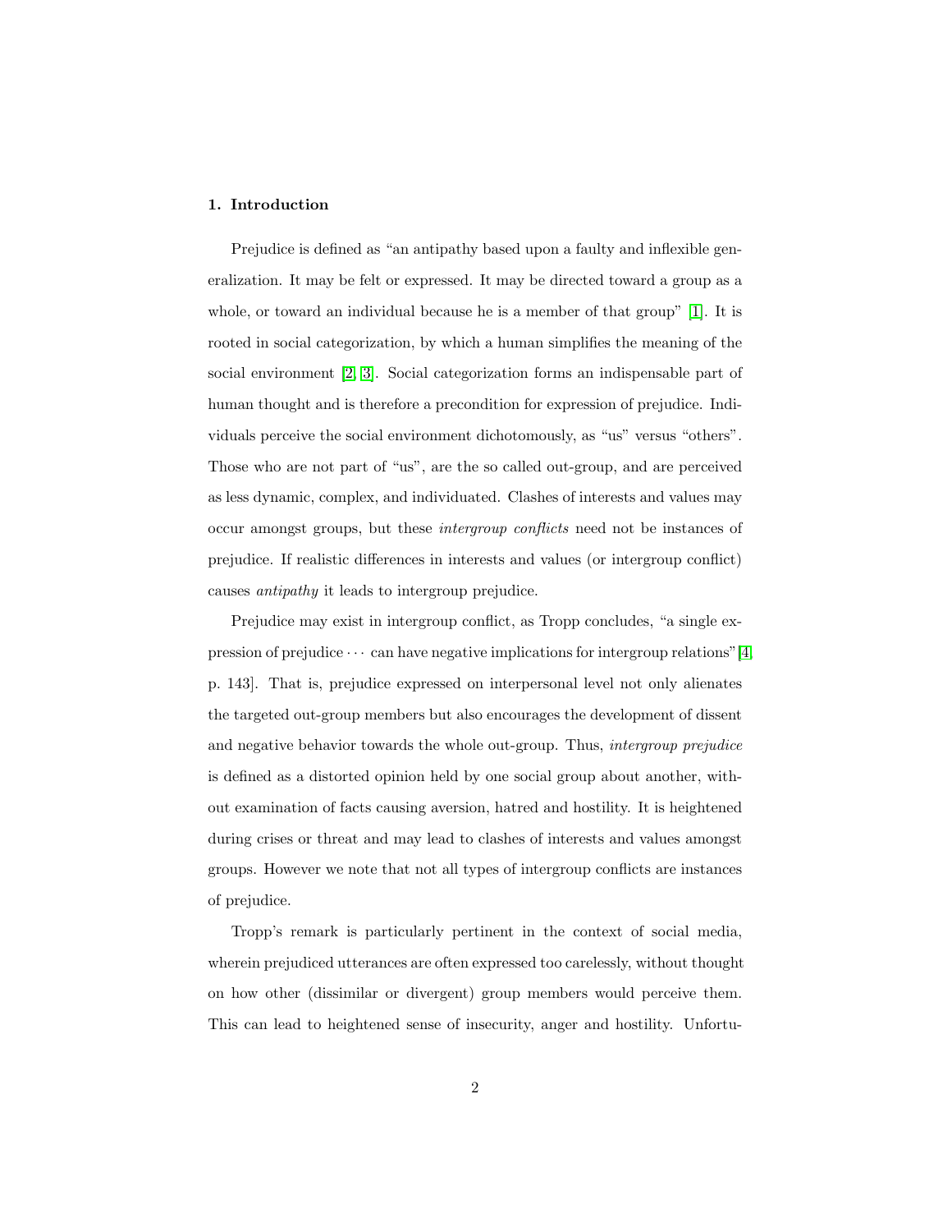## 1. Introduction

Prejudice is defined as "an antipathy based upon a faulty and inflexible generalization. It may be felt or expressed. It may be directed toward a group as a whole, or toward an individual because he is a member of that group" [1]. It is rooted in social categorization, by which a human simplifies the meaning of the social environment [2, 3]. Social categorization forms an indispensable part of human thought and is therefore a precondition for expression of prejudice. Individuals perceive the social environment dichotomously, as "us" versus "others". Those who are not part of "us", are the so called out-group, and are perceived as less dynamic, complex, and individuated. Clashes of interests and values may occur amongst groups, but these *intergroup conflicts* need not be instances of prejudice. If realistic differences in interests and values (or intergroup conflict) causes *antipathy* it leads to intergroup prejudice.

Prejudice may exist in intergroup conflict, as Tropp concludes, "a single expression of prejudice $\cdots$ can have negative implications for intergroup relations"[4, p. 143]. That is, prejudice expressed on interpersonal level not only alienates the targeted out-group members but also encourages the development of dissent and negative behavior towards the whole out-group. Thus, *intergroup prejudice* is defined as a distorted opinion held by one social group about another, without examination of facts causing aversion, hatred and hostility. It is heightened during crises or threat and may lead to clashes of interests and values amongst groups. However we note that not all types of intergroup conflicts are instances of prejudice.

Tropp's remark is particularly pertinent in the context of social media, wherein prejudiced utterances are often expressed too carelessly, without thought on how other (dissimilar or divergent) group members would perceive them. This can lead to heightened sense of insecurity, anger and hostility. Unfortu-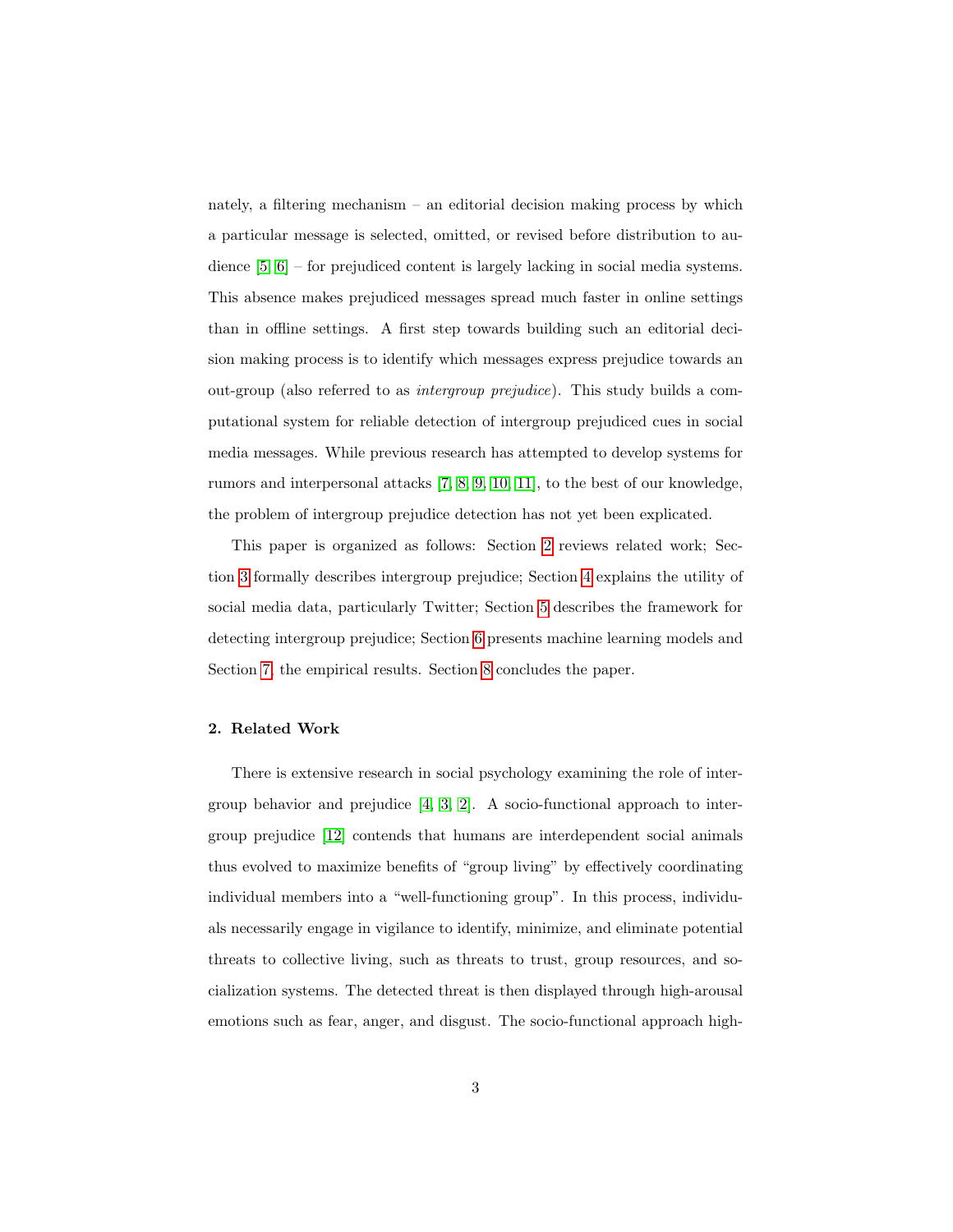nately, a filtering mechanism – an editorial decision making process by which a particular message is selected, omitted, or revised before distribution to audience [5, 6] – for prejudiced content is largely lacking in social media systems. This absence makes prejudiced messages spread much faster in online settings than in offline settings. A first step towards building such an editorial decision making process is to identify which messages express prejudice towards an out-group (also referred to as *intergroup prejudice*). This study builds a computational system for reliable detection of intergroup prejudiced cues in social media messages. While previous research has attempted to develop systems for rumors and interpersonal attacks [7, 8, 9, 10, 11], to the best of our knowledge, the problem of intergroup prejudice detection has not yet been explicated.

This paper is organized as follows: Section 2 reviews related work; Section 3 formally describes intergroup prejudice; Section 4 explains the utility of social media data, particularly Twitter; Section 5 describes the framework for detecting intergroup prejudice; Section 6 presents machine learning models and Section 7, the empirical results. Section 8 concludes the paper.

## 2. Related Work

There is extensive research in social psychology examining the role of intergroup behavior and prejudice [4, 3, 2]. A socio-functional approach to intergroup prejudice [12] contends that humans are interdependent social animals thus evolved to maximize benefits of "group living" by effectively coordinating individual members into a "well-functioning group". In this process, individuals necessarily engage in vigilance to identify, minimize, and eliminate potential threats to collective living, such as threats to trust, group resources, and socialization systems. The detected threat is then displayed through high-arousal emotions such as fear, anger, and disgust. The socio-functional approach high-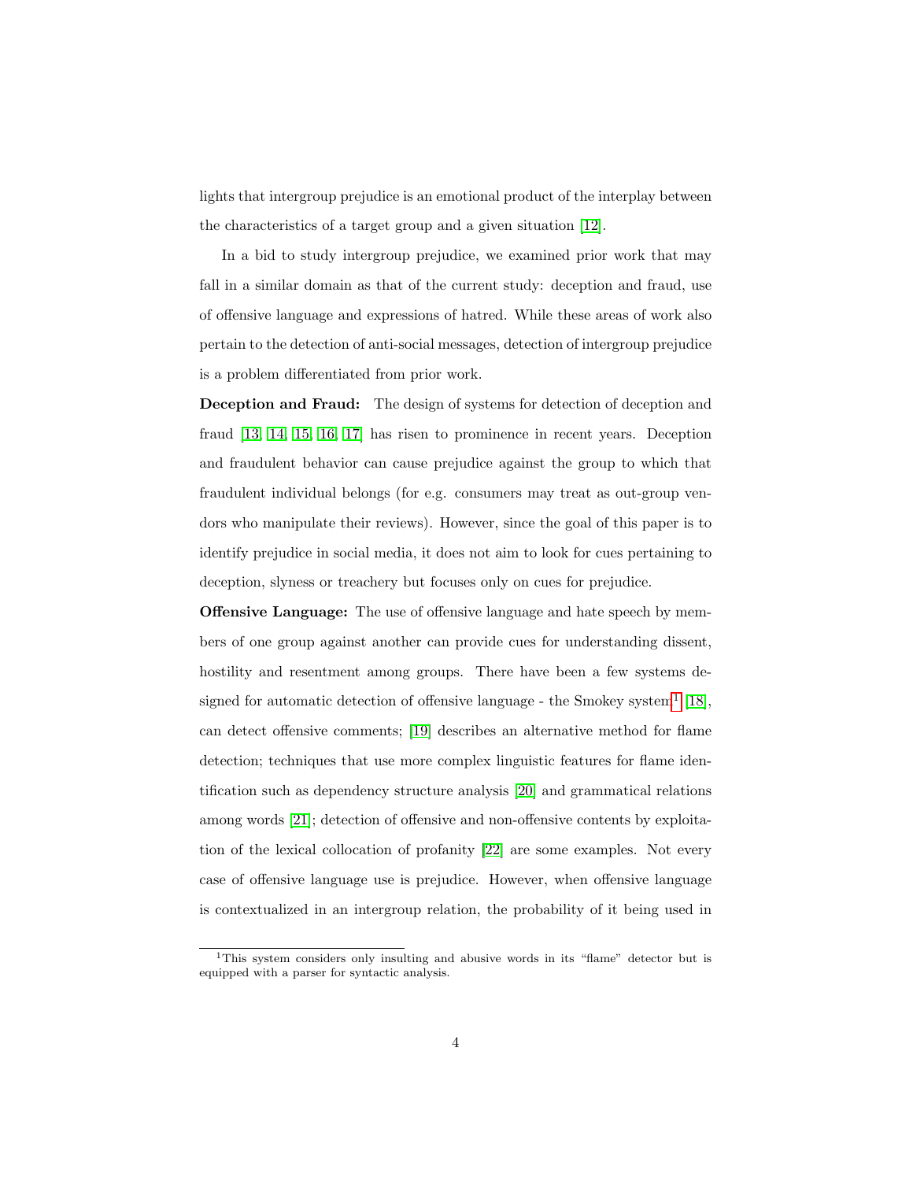lights that intergroup prejudice is an emotional product of the interplay between the characteristics of a target group and a given situation [12].

In a bid to study intergroup prejudice, we examined prior work that may fall in a similar domain as that of the current study: deception and fraud, use of offensive language and expressions of hatred. While these areas of work also pertain to the detection of anti-social messages, detection of intergroup prejudice is a problem differentiated from prior work.

**Deception and Fraud:** The design of systems for detection of deception and fraud [13, 14, 15, 16, 17] has risen to prominence in recent years. Deception and fraudulent behavior can cause prejudice against the group to which that fraudulent individual belongs (for e.g. consumers may treat as out-group vendors who manipulate their reviews). However, since the goal of this paper is to identify prejudice in social media, it does not aim to look for cues pertaining to deception, slyness or treachery but focuses only on cues for prejudice.

**Offensive Language:** The use of offensive language and hate speech by members of one group against another can provide cues for understanding dissent, hostility and resentment among groups. There have been a few systems designed for automatic detection of offensive language - the Smokey system[1] [18], can detect offensive comments; [19] describes an alternative method for flame detection; techniques that use more complex linguistic features for flame identification such as dependency structure analysis [20] and grammatical relations among words [21]; detection of offensive and non-offensive contents by exploitation of the lexical collocation of profanity [22] are some examples. Not every case of offensive language use is prejudice. However, when offensive language is contextualized in an intergroup relation, the probability of it being used in

[1] This system considers only insulting and abusive words in its "flame" detector but is equipped with a parser for syntactic analysis.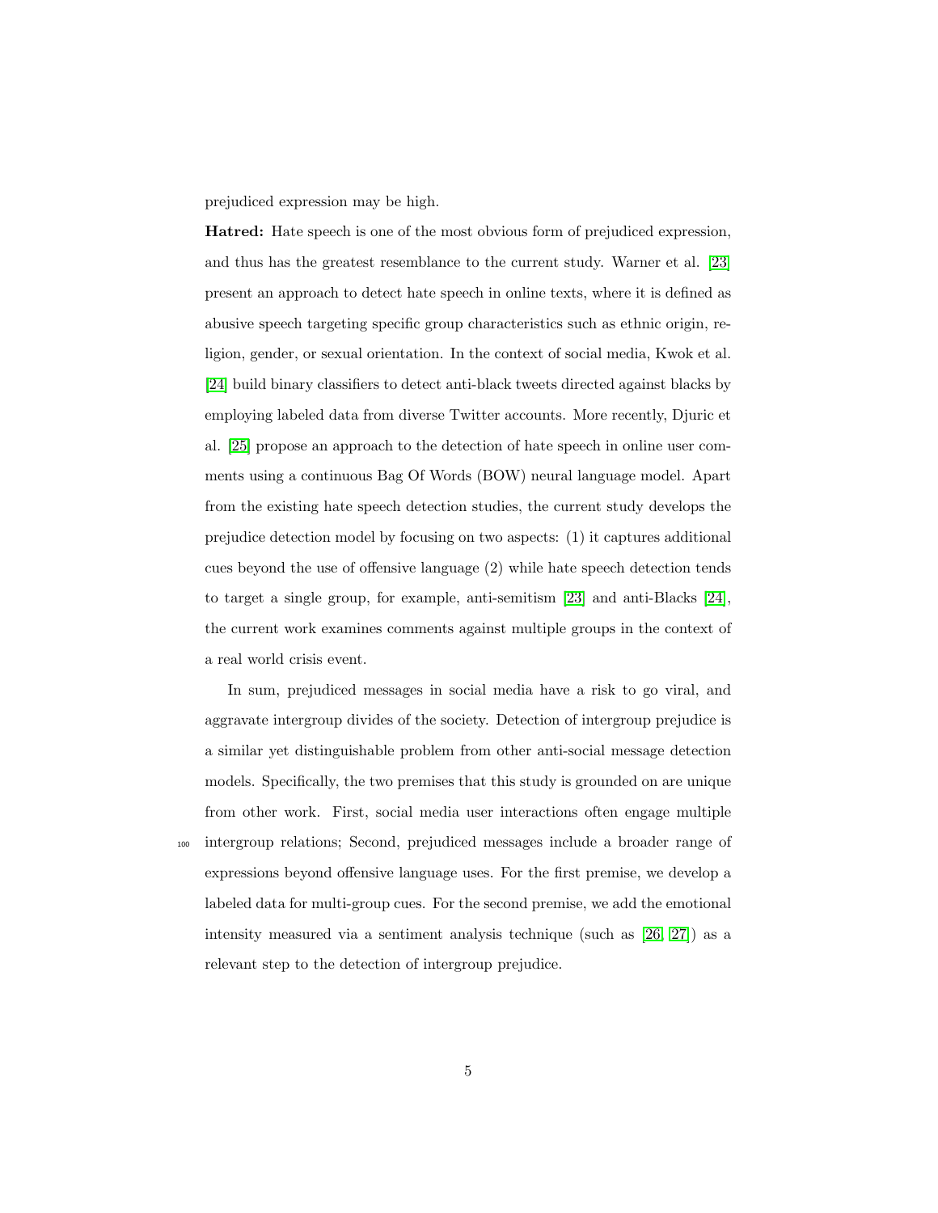prejudiced expression may be high.

**Hatred:** Hate speech is one of the most obvious form of prejudiced expression, and thus has the greatest resemblance to the current study. Warner et al. [23] present an approach to detect hate speech in online texts, where it is defined as abusive speech targeting specific group characteristics such as ethnic origin, religion, gender, or sexual orientation. In the context of social media, Kwok et al. [24] build binary classifiers to detect anti-black tweets directed against blacks by employing labeled data from diverse Twitter accounts. More recently, Djuric et al. [25] propose an approach to the detection of hate speech in online user comments using a continuous Bag Of Words (BOW) neural language model. Apart from the existing hate speech detection studies, the current study develops the prejudice detection model by focusing on two aspects: (1) it captures additional cues beyond the use of offensive language (2) while hate speech detection tends to target a single group, for example, anti-semitism [23] and anti-Blacks [24], the current work examines comments against multiple groups in the context of a real world crisis event.

In sum, prejudiced messages in social media have a risk to go viral, and aggravate intergroup divides of the society. Detection of intergroup prejudice is a similar yet distinguishable problem from other anti-social message detection models. Specifically, the two premises that this study is grounded on are unique from other work. First, social media user interactions often engage multiple intergroup relations; Second, prejudiced messages include a broader range of expressions beyond offensive language uses. For the first premise, we develop a labeled data for multi-group cues. For the second premise, we add the emotional intensity measured via a sentiment analysis technique (such as [26, 27]) as a relevant step to the detection of intergroup prejudice.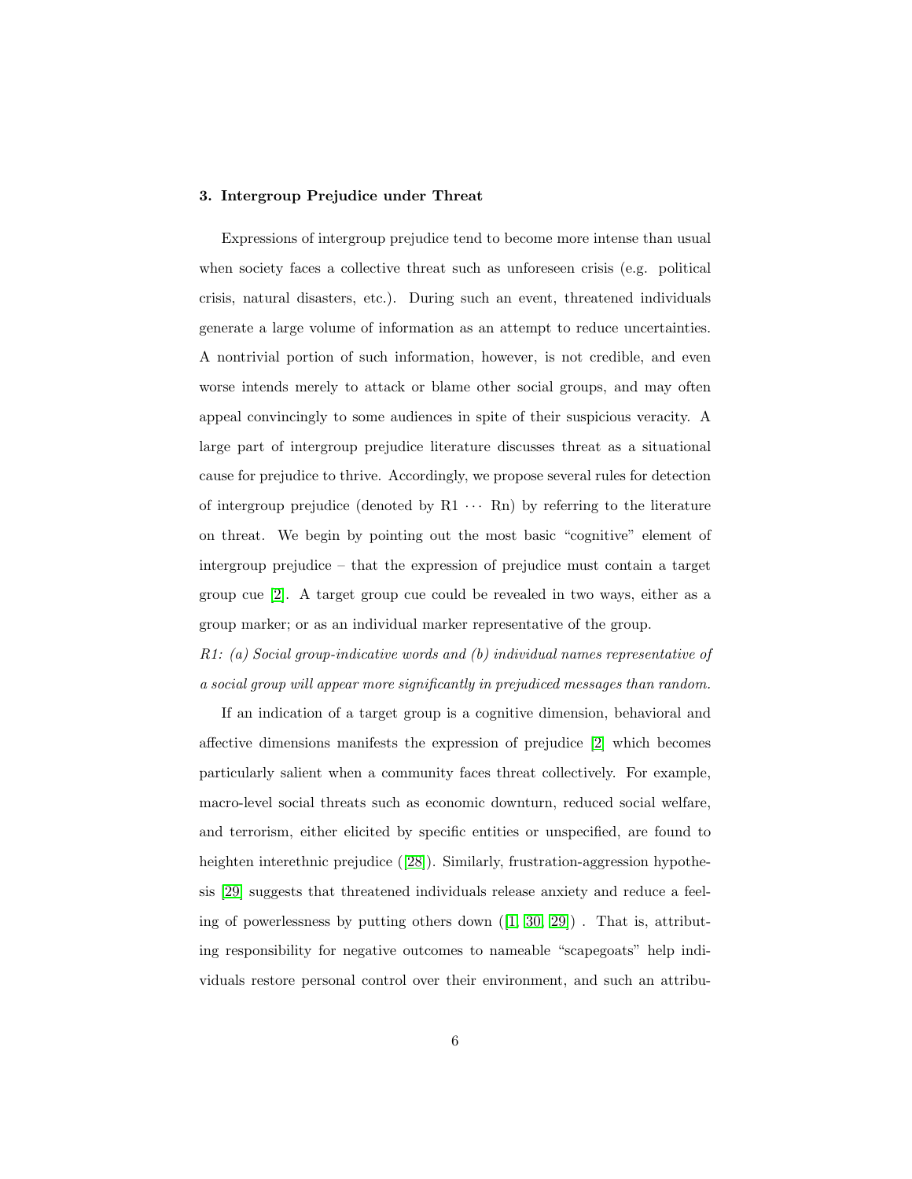## 3. Intergroup Prejudice under Threat

Expressions of intergroup prejudice tend to become more intense than usual when society faces a collective threat such as unforeseen crisis (e.g. political crisis, natural disasters, etc.). During such an event, threatened individuals generate a large volume of information as an attempt to reduce uncertainties. A nontrivial portion of such information, however, is not credible, and even worse intends merely to attack or blame other social groups, and may often appeal convincingly to some audiences in spite of their suspicious veracity. A large part of intergroup prejudice literature discusses threat as a situational cause for prejudice to thrive. Accordingly, we propose several rules for detection of intergroup prejudice (denoted by R1 $\cdots$ Rn) by referring to the literature on threat. We begin by pointing out the most basic "cognitive" element of intergroup prejudice – that the expression of prejudice must contain a target group cue [2]. A target group cue could be revealed in two ways, either as a group marker; or as an individual marker representative of the group.

*R1: (a) Social group-indicative words and (b) individual names representative of a social group will appear more significantly in prejudiced messages than random.*

If an indication of a target group is a cognitive dimension, behavioral and affective dimensions manifests the expression of prejudice [2] which becomes particularly salient when a community faces threat collectively. For example, macro-level social threats such as economic downturn, reduced social welfare, and terrorism, either elicited by specific entities or unspecified, are found to heighten interethnic prejudice ([28]). Similarly, frustration-aggression hypothesis [29] suggests that threatened individuals release anxiety and reduce a feeling of powerlessness by putting others down ([1, 30, 29]) . That is, attributing responsibility for negative outcomes to nameable "scapegoats" help individuals restore personal control over their environment, and such an attribu-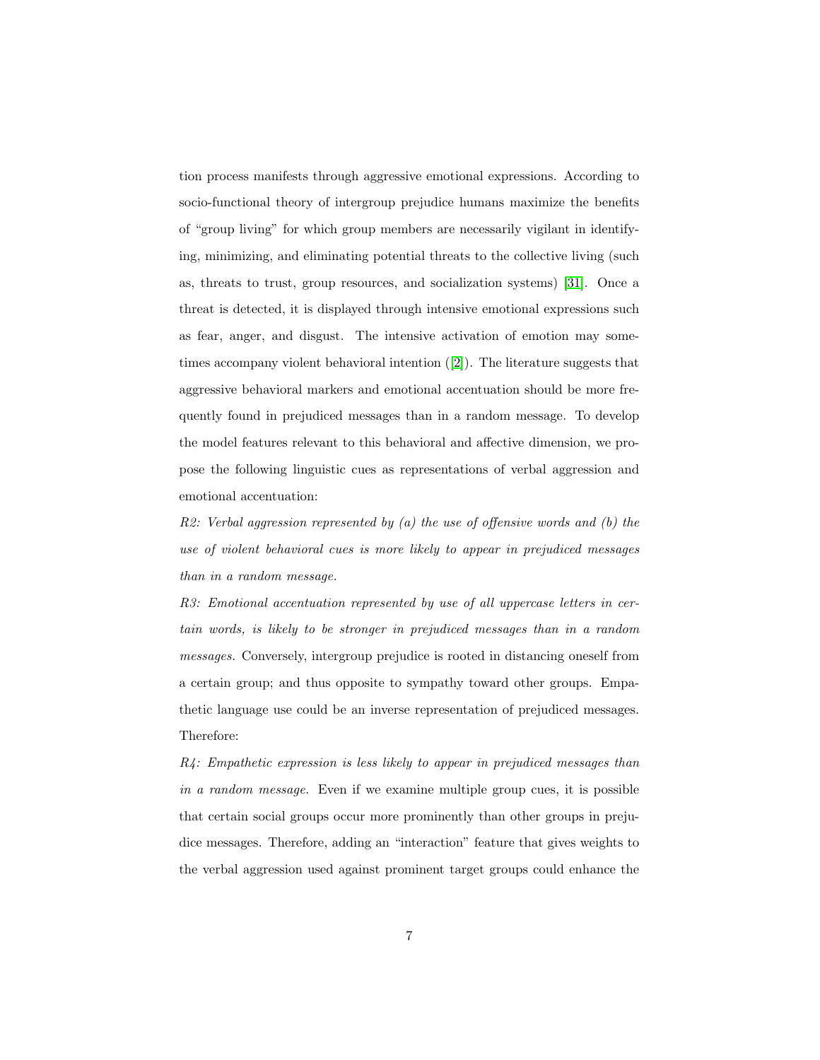tion process manifests through aggressive emotional expressions. According to socio-functional theory of intergroup prejudice humans maximize the benefits of "group living" for which group members are necessarily vigilant in identifying, minimizing, and eliminating potential threats to the collective living (such as, threats to trust, group resources, and socialization systems) [31]. Once a threat is detected, it is displayed through intensive emotional expressions such as fear, anger, and disgust. The intensive activation of emotion may sometimes accompany violent behavioral intention ([2]). The literature suggests that aggressive behavioral markers and emotional accentuation should be more frequently found in prejudiced messages than in a random message. To develop the model features relevant to this behavioral and affective dimension, we propose the following linguistic cues as representations of verbal aggression and emotional accentuation:

*R2: Verbal aggression represented by (a) the use of offensive words and (b) the use of violent behavioral cues is more likely to appear in prejudiced messages than in a random message.*

*R3: Emotional accentuation represented by use of all uppercase letters in certain words, is likely to be stronger in prejudiced messages than in a random messages.* Conversely, intergroup prejudice is rooted in distancing oneself from a certain group; and thus opposite to sympathy toward other groups. Empathetic language use could be an inverse representation of prejudiced messages. Therefore:

*R4: Empathetic expression is less likely to appear in prejudiced messages than in a random message.* Even if we examine multiple group cues, it is possible that certain social groups occur more prominently than other groups in prejudice messages. Therefore, adding an "interaction" feature that gives weights to the verbal aggression used against prominent target groups could enhance the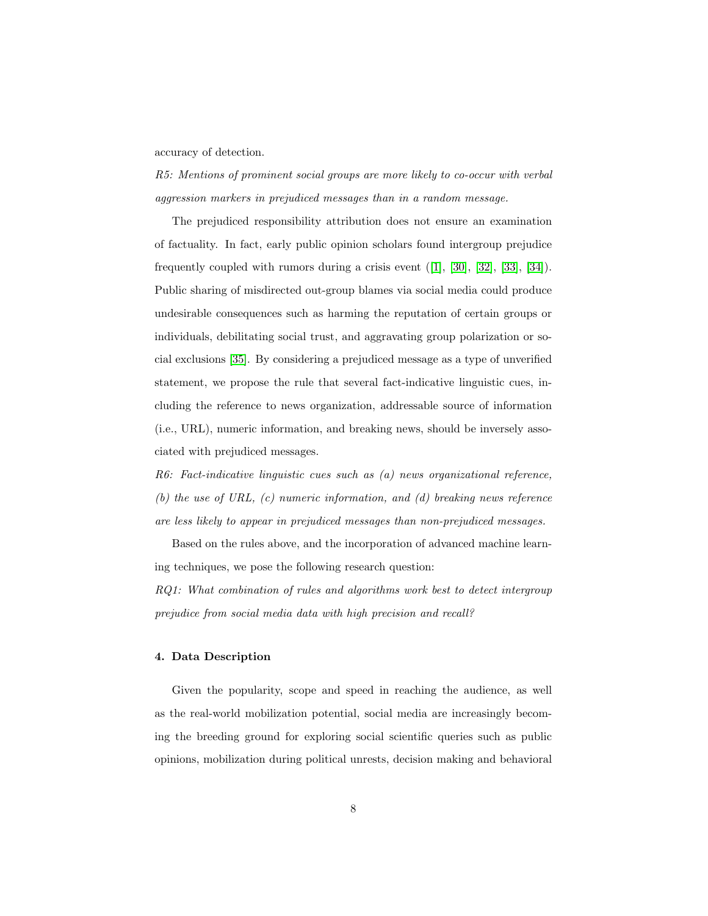accuracy of detection.

*R5: Mentions of prominent social groups are more likely to co-occur with verbal aggression markers in prejudiced messages than in a random message.*

The prejudiced responsibility attribution does not ensure an examination of factuality. In fact, early public opinion scholars found intergroup prejudice frequently coupled with rumors during a crisis event ([1], [30], [32], [33], [34]). Public sharing of misdirected out-group blames via social media could produce undesirable consequences such as harming the reputation of certain groups or individuals, debilitating social trust, and aggravating group polarization or social exclusions [35]. By considering a prejudiced message as a type of unverified statement, we propose the rule that several fact-indicative linguistic cues, including the reference to news organization, addressable source of information (i.e., URL), numeric information, and breaking news, should be inversely associated with prejudiced messages.

*R6: Fact-indicative linguistic cues such as (a) news organizational reference, (b) the use of URL, (c) numeric information, and (d) breaking news reference are less likely to appear in prejudiced messages than non-prejudiced messages.*

Based on the rules above, and the incorporation of advanced machine learning techniques, we pose the following research question:

*RQ1: What combination of rules and algorithms work best to detect intergroup prejudice from social media data with high precision and recall?*

## 4. Data Description

Given the popularity, scope and speed in reaching the audience, as well as the real-world mobilization potential, social media are increasingly becoming the breeding ground for exploring social scientific queries such as public opinions, mobilization during political unrests, decision making and behavioral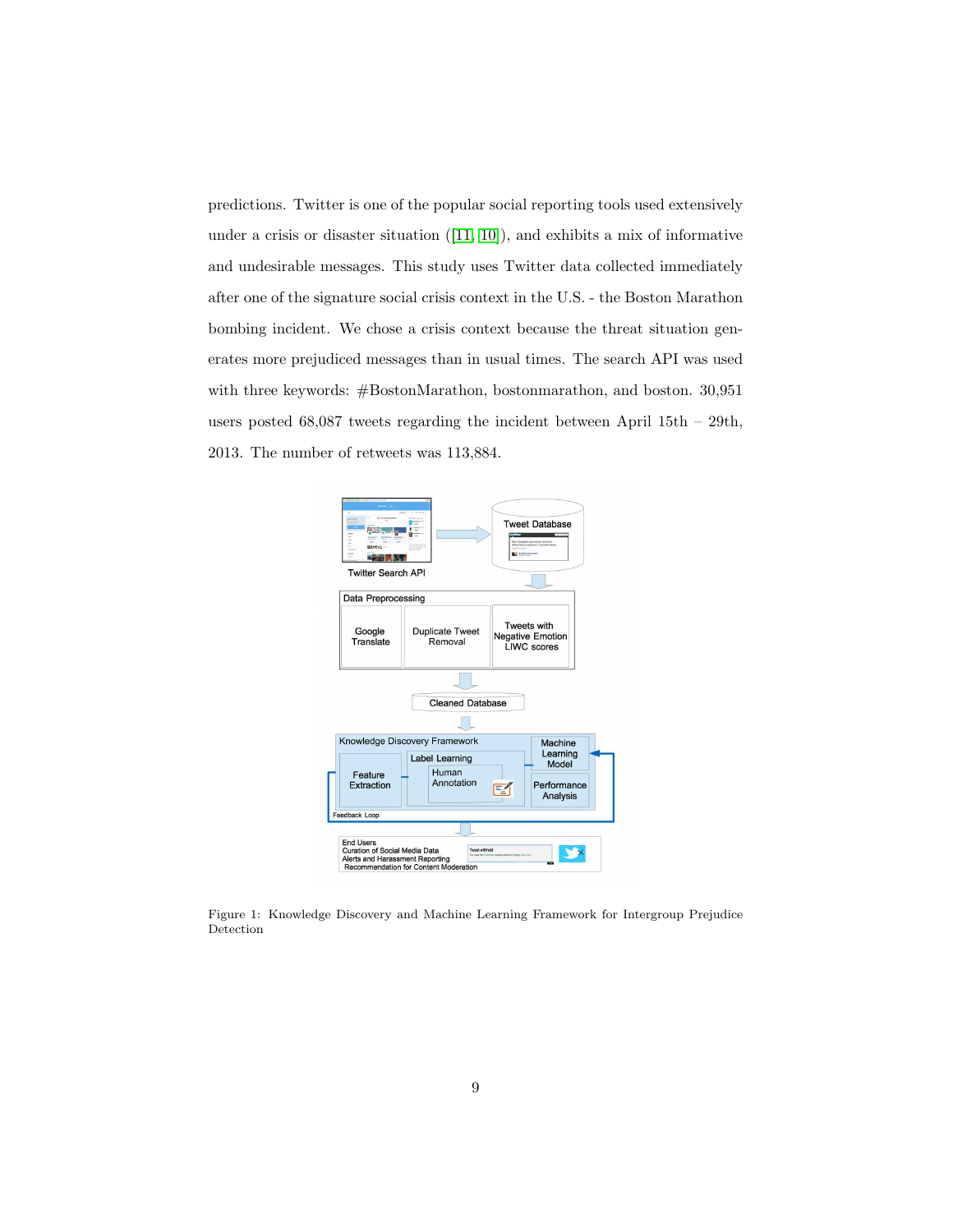predictions. Twitter is one of the popular social reporting tools used extensively under a crisis or disaster situation ([11, 10]), and exhibits a mix of informative and undesirable messages. This study uses Twitter data collected immediately after one of the signature social crisis context in the U.S. - the Boston Marathon bombing incident. We chose a crisis context because the threat situation generates more prejudiced messages than in usual times. The search API was used with three keywords: #BostonMarathon, bostonmarathon, and boston. 30,951 users posted 68,087 tweets regarding the incident between April 15th – 29th, 2013. The number of retweets was 113,884.

Figure 1: Knowledge Discovery and Machine Learning Framework for Intergroup Prejudice Detection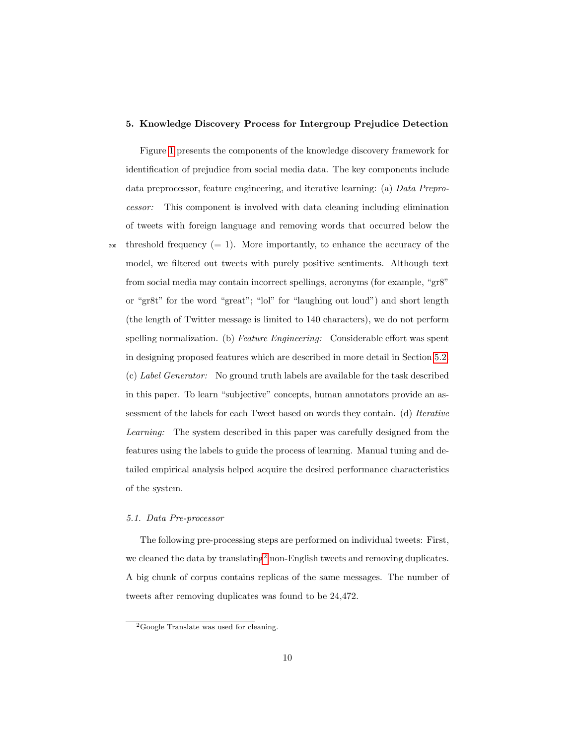## 5. Knowledge Discovery Process for Intergroup Prejudice Detection

Figure 1 presents the components of the knowledge discovery framework for identification of prejudice from social media data. The key components include data preprocessor, feature engineering, and iterative learning: (a) *Data Preprocessor:* This component is involved with data cleaning including elimination of tweets with foreign language and removing words that occurred below the threshold frequency (= 1). More importantly, to enhance the accuracy of the model, we filtered out tweets with purely positive sentiments. Although text from social media may contain incorrect spellings, acronyms (for example, "gr8" or "gr8t" for the word "great"; "lol" for "laughing out loud") and short length (the length of Twitter message is limited to 140 characters), we do not perform spelling normalization. (b) *Feature Engineering:* Considerable effort was spent in designing proposed features which are described in more detail in Section 5.2. (c) *Label Generator:* No ground truth labels are available for the task described in this paper. To learn "subjective" concepts, human annotators provide an assessment of the labels for each Tweet based on words they contain. (d) *Iterative Learning:* The system described in this paper was carefully designed from the features using the labels to guide the process of learning. Manual tuning and detailed empirical analysis helped acquire the desired performance characteristics of the system.

### 5.1. Data Pre-processor

The following pre-processing steps are performed on individual tweets: First, we cleaned the data by translating[2] non-English tweets and removing duplicates. A big chunk of corpus contains replicas of the same messages. The number of tweets after removing duplicates was found to be 24,472.

[2]Google Translate was used for cleaning.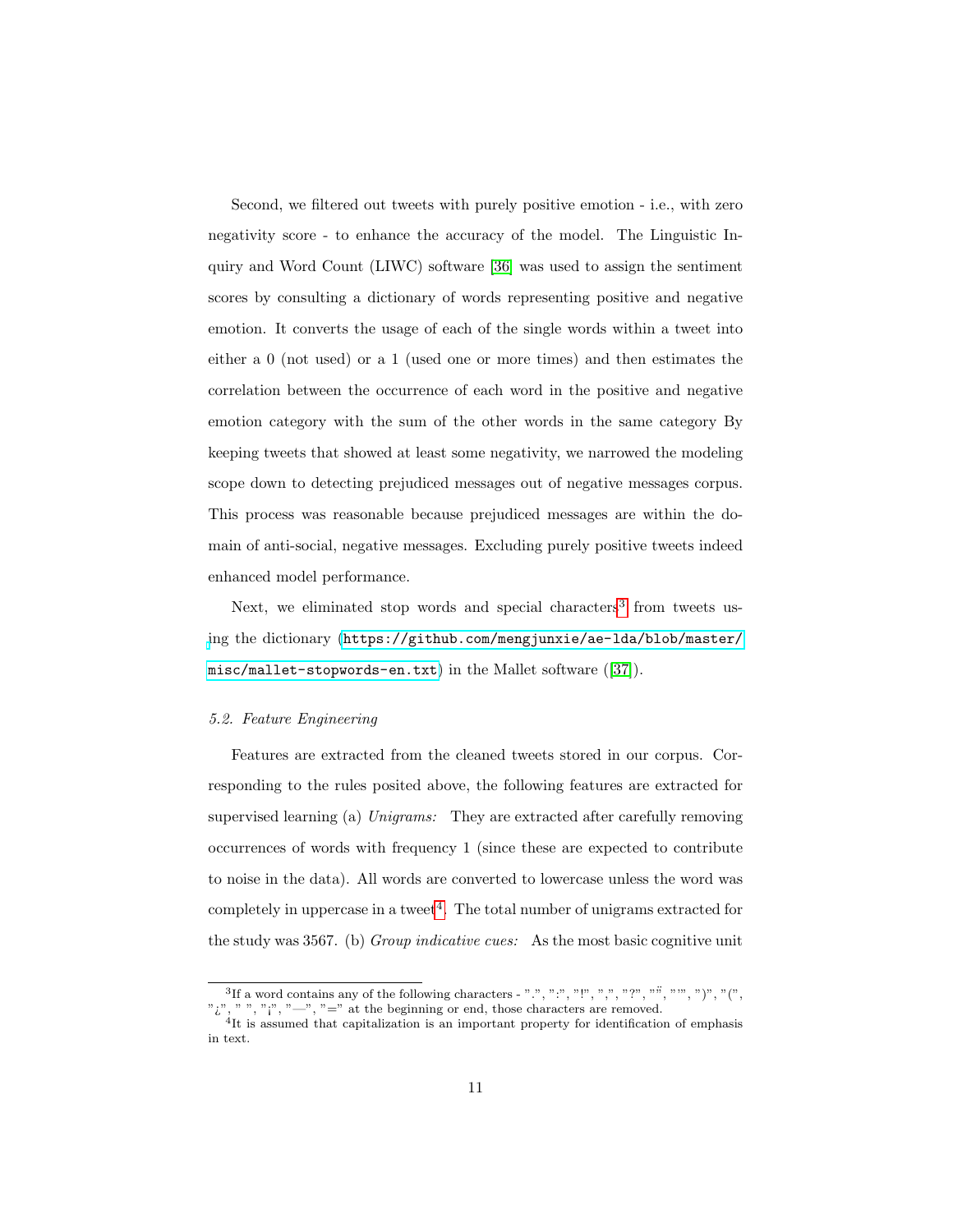Second, we filtered out tweets with purely positive emotion - i.e., with zero negativity score - to enhance the accuracy of the model. The Linguistic Inquiry and Word Count (LIWC) software [36] was used to assign the sentiment scores by consulting a dictionary of words representing positive and negative emotion. It converts the usage of each of the single words within a tweet into either a 0 (not used) or a 1 (used one or more times) and then estimates the correlation between the occurrence of each word in the positive and negative emotion category with the sum of the other words in the same category By keeping tweets that showed at least some negativity, we narrowed the modeling scope down to detecting prejudiced messages out of negative messages corpus. This process was reasonable because prejudiced messages are within the domain of anti-social, negative messages. Excluding purely positive tweets indeed enhanced model performance.

Next, we eliminated stop words and special characters[3] from tweets using the dictionary (https://github.com/mengjunxie/ae-lda/blob/master/misc/mallet-stopwords-en.txt) in the Mallet software ([37]).

### 5.2. Feature Engineering

Features are extracted from the cleaned tweets stored in our corpus. Corresponding to the rules posited above, the following features are extracted for supervised learning (a) *Unigrams:* They are extracted after carefully removing occurrences of words with frequency 1 (since these are expected to contribute to noise in the data). All words are converted to lowercase unless the word was completely in uppercase in a tweet[4]. The total number of unigrams extracted for the study was 3567. (b) *Group indicative cues:* As the most basic cognitive unit

---

[3] If a word contains any of the following characters - ".", ":", "!", ",", "?", "¨", "'", ")", "(", "¿", " ", "¡", "—", "=" at the beginning or end, those characters are removed.

[4] It is assumed that capitalization is an important property for identification of emphasis in text.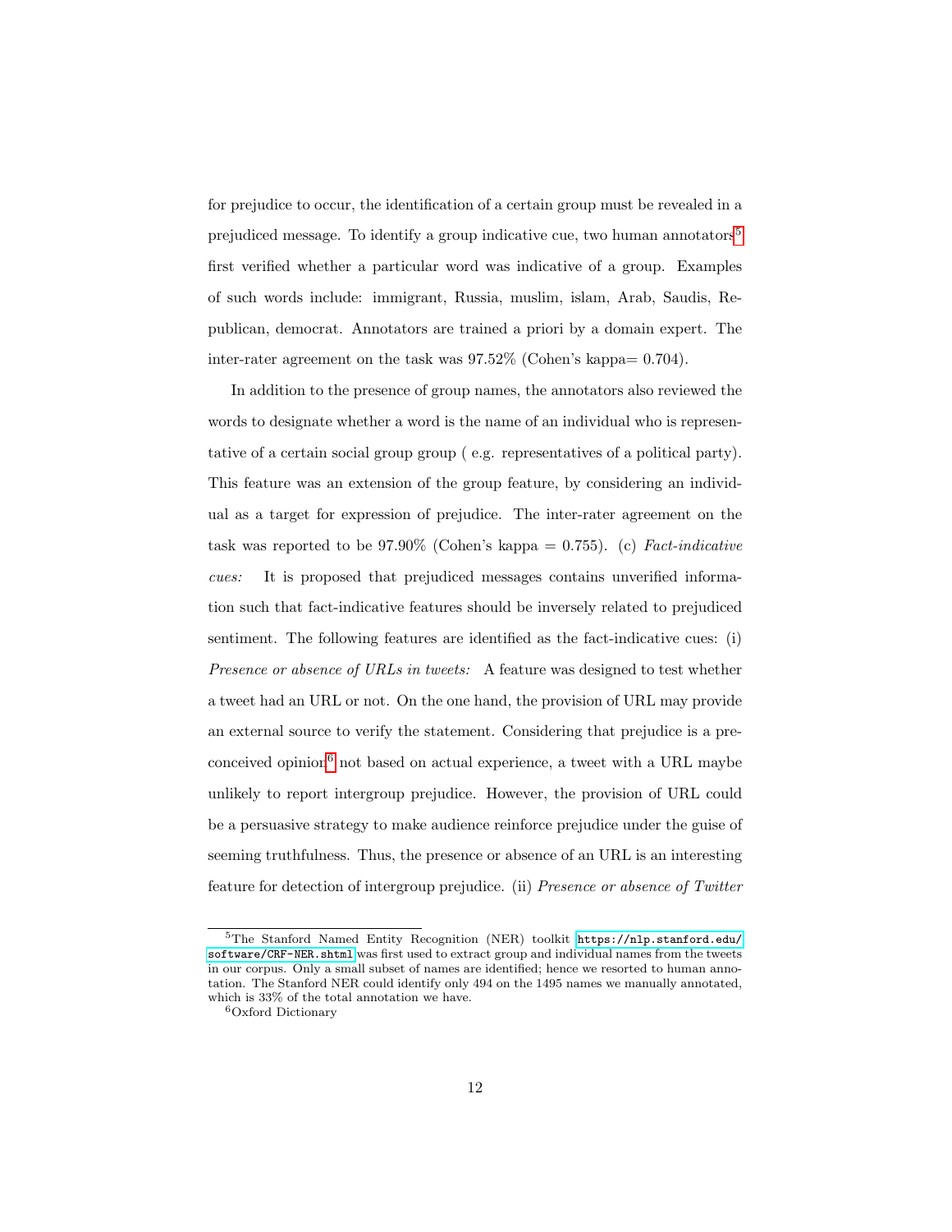for prejudice to occur, the identification of a certain group must be revealed in a prejudiced message. To identify a group indicative cue, two human annotators[5] first verified whether a particular word was indicative of a group. Examples of such words include: immigrant, Russia, muslim, islam, Arab, Saudis, Republican, democrat. Annotators are trained a priori by a domain expert. The inter-rater agreement on the task was 97.52% (Cohen's kappa= 0.704).

In addition to the presence of group names, the annotators also reviewed the words to designate whether a word is the name of an individual who is representative of a certain social group group ( e.g. representatives of a political party). This feature was an extension of the group feature, by considering an individual as a target for expression of prejudice. The inter-rater agreement on the task was reported to be 97.90% (Cohen's kappa = 0.755). (c) *Fact-indicative cues:* It is proposed that prejudiced messages contains unverified information such that fact-indicative features should be inversely related to prejudiced sentiment. The following features are identified as the fact-indicative cues: (i) *Presence or absence of URLs in tweets:* A feature was designed to test whether a tweet had an URL or not. On the one hand, the provision of URL may provide an external source to verify the statement. Considering that prejudice is a preconceived opinion[6] not based on actual experience, a tweet with a URL maybe unlikely to report intergroup prejudice. However, the provision of URL could be a persuasive strategy to make audience reinforce prejudice under the guise of seeming truthfulness. Thus, the presence or absence of an URL is an interesting feature for detection of intergroup prejudice. (ii) *Presence or absence of Twitter*

---

[5] The Stanford Named Entity Recognition (NER) toolkit https://nlp.stanford.edu/software/CRF-NER.shtml was first used to extract group and individual names from the tweets in our corpus. Only a small subset of names are identified; hence we resorted to human annotation. The Stanford NER could identify only 494 on the 1495 names we manually annotated, which is 33% of the total annotation we have.

[6] Oxford Dictionary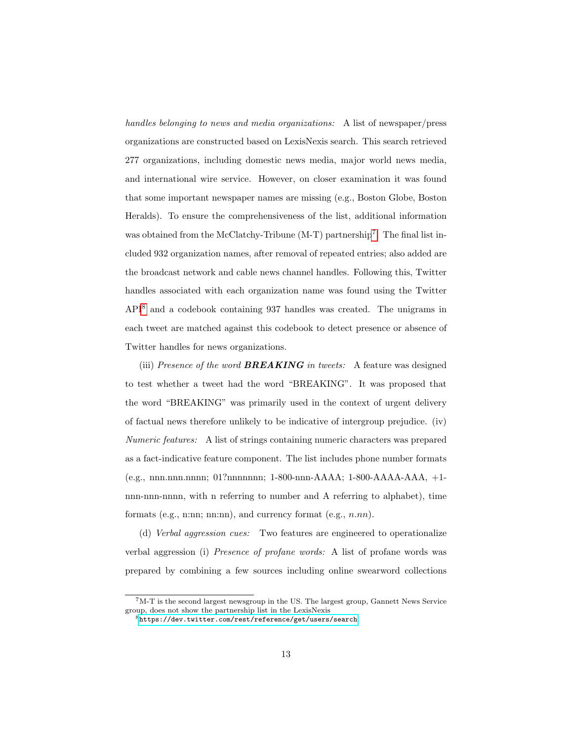*handles belonging to news and media organizations:* A list of newspaper/press organizations are constructed based on LexisNexis search. This search retrieved 277 organizations, including domestic news media, major world news media, and international wire service. However, on closer examination it was found that some important newspaper names are missing (e.g., Boston Globe, Boston Heralds). To ensure the comprehensiveness of the list, additional information was obtained from the McClatchy-Tribune (M-T) partnership[7]. The final list included 932 organization names, after removal of repeated entries; also added are the broadcast network and cable news channel handles. Following this, Twitter handles associated with each organization name was found using the Twitter API[8] and a codebook containing 937 handles was created. The unigrams in each tweet are matched against this codebook to detect presence or absence of Twitter handles for news organizations.

(iii) *Presence of the word* ***BREAKING*** *in tweets:* A feature was designed to test whether a tweet had the word "BREAKING". It was proposed that the word "BREAKING" was primarily used in the context of urgent delivery of factual news therefore unlikely to be indicative of intergroup prejudice. (iv) *Numeric features:* A list of strings containing numeric characters was prepared as a fact-indicative feature component. The list includes phone number formats (e.g., nnn.nnn.nnnn; 01?nnnnnnn; 1-800-nnn-AAAA; 1-800-AAAA-AAA, +1-nnn-nnn-nnnn, with n referring to number and A referring to alphabet), time formats (e.g., n:nn; nn:nn), and currency format (e.g., *n.nn*).

(d) *Verbal aggression cues:* Two features are engineered to operationalize verbal aggression (i) *Presence of profane words:* A list of profane words was prepared by combining a few sources including online swearword collections

[7] M-T is the second largest newsgroup in the US. The largest group, Gannett News Service group, does not show the partnership list in the LexisNexis

[8] https://dev.twitter.com/rest/reference/get/users/search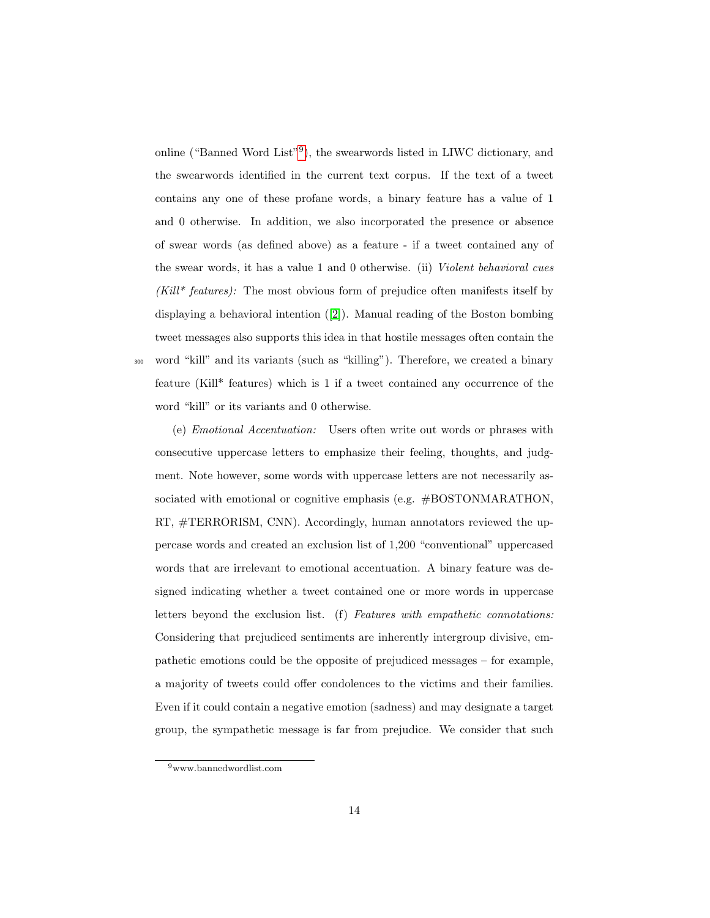online ("Banned Word List"[9]), the swearwords listed in LIWC dictionary, and the swearwords identified in the current text corpus. If the text of a tweet contains any one of these profane words, a binary feature has a value of 1 and 0 otherwise. In addition, we also incorporated the presence or absence of swear words (as defined above) as a feature - if a tweet contained any of the swear words, it has a value 1 and 0 otherwise. (ii) *Violent behavioral cues (Kill* features):* The most obvious form of prejudice often manifests itself by displaying a behavioral intention ([2]). Manual reading of the Boston bombing tweet messages also supports this idea in that hostile messages often contain the word "kill" and its variants (such as "killing"). Therefore, we created a binary feature (Kill* features) which is 1 if a tweet contained any occurrence of the word "kill" or its variants and 0 otherwise.

(e) *Emotional Accentuation:* Users often write out words or phrases with consecutive uppercase letters to emphasize their feeling, thoughts, and judgment. Note however, some words with uppercase letters are not necessarily associated with emotional or cognitive emphasis (e.g. #BOSTONMARATHON, RT, #TERRORISM, CNN). Accordingly, human annotators reviewed the uppercase words and created an exclusion list of 1,200 "conventional" uppercased words that are irrelevant to emotional accentuation. A binary feature was designed indicating whether a tweet contained one or more words in uppercase letters beyond the exclusion list. (f) *Features with empathetic connotations:* Considering that prejudiced sentiments are inherently intergroup divisive, empathetic emotions could be the opposite of prejudiced messages – for example, a majority of tweets could offer condolences to the victims and their families. Even if it could contain a negative emotion (sadness) and may designate a target group, the sympathetic message is far from prejudice. We consider that such

[9] www.bannedwordlist.com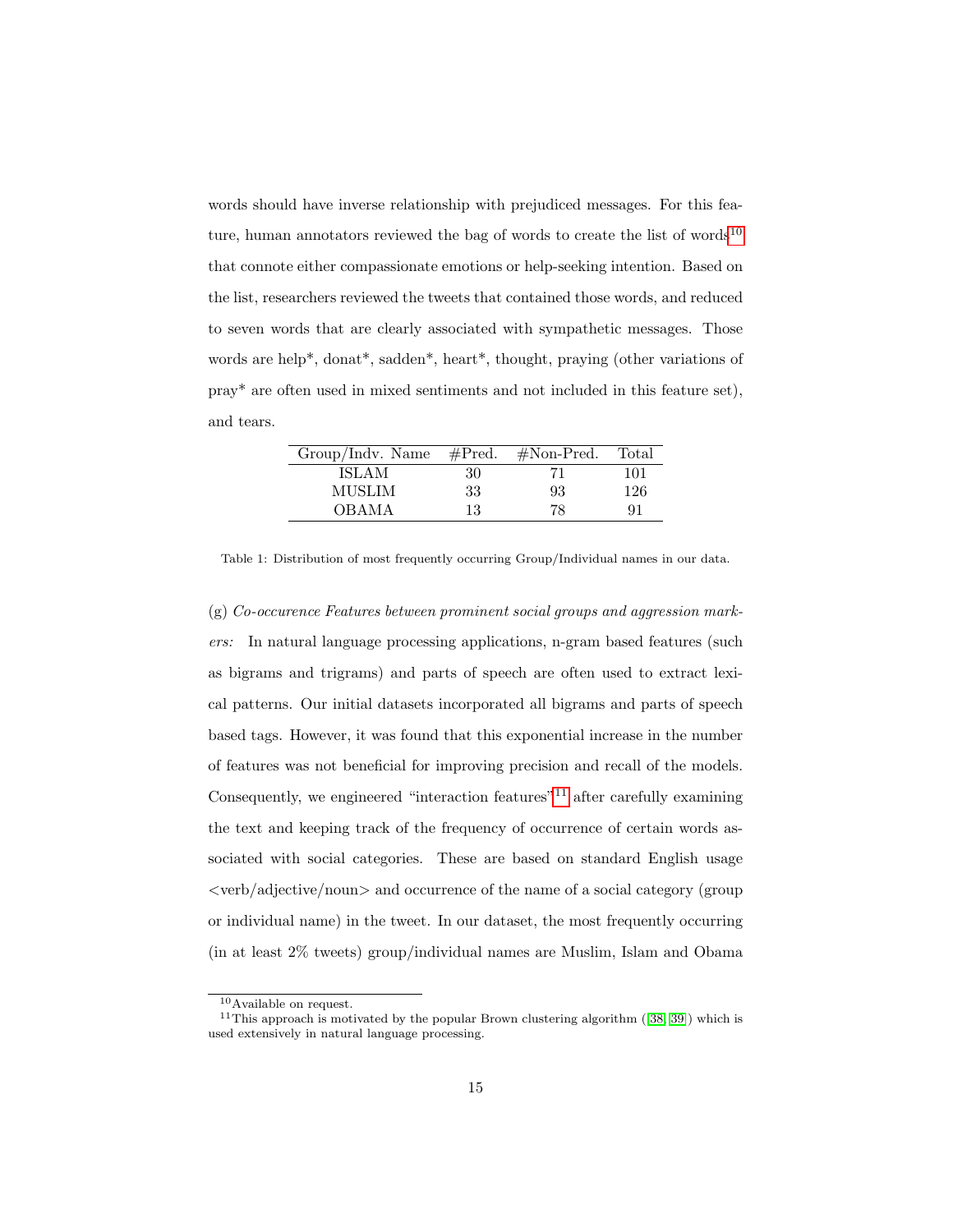words should have inverse relationship with prejudiced messages. For this feature, human annotators reviewed the bag of words to create the list of words[10] that connote either compassionate emotions or help-seeking intention. Based on the list, researchers reviewed the tweets that contained those words, and reduced to seven words that are clearly associated with sympathetic messages. Those words are help*, donat*, sadden*, heart*, thought, praying (other variations of pray* are often used in mixed sentiments and not included in this feature set), and tears.

| Group/Indv. Name | #Pred. | #Non-Pred. | Total |
|---|---|---|---|
| ISLAM | 30 | 71 | 101 |
| MUSLIM | 33 | 93 | 126 |
| OBAMA | 13 | 78 | 91 |

Table 1: Distribution of most frequently occurring Group/Individual names in our data.

(g) *Co-occurence Features between prominent social groups and aggression markers:* In natural language processing applications, n-gram based features (such as bigrams and trigrams) and parts of speech are often used to extract lexical patterns. Our initial datasets incorporated all bigrams and parts of speech based tags. However, it was found that this exponential increase in the number of features was not beneficial for improving precision and recall of the models. Consequently, we engineered "interaction features"[11] after carefully examining the text and keeping track of the frequency of occurrence of certain words associated with social categories. These are based on standard English usage <verb/adjective/noun> and occurrence of the name of a social category (group or individual name) in the tweet. In our dataset, the most frequently occurring (in at least 2% tweets) group/individual names are Muslim, Islam and Obama

[10] Available on request.

[11] This approach is motivated by the popular Brown clustering algorithm ([38, 39]) which is used extensively in natural language processing.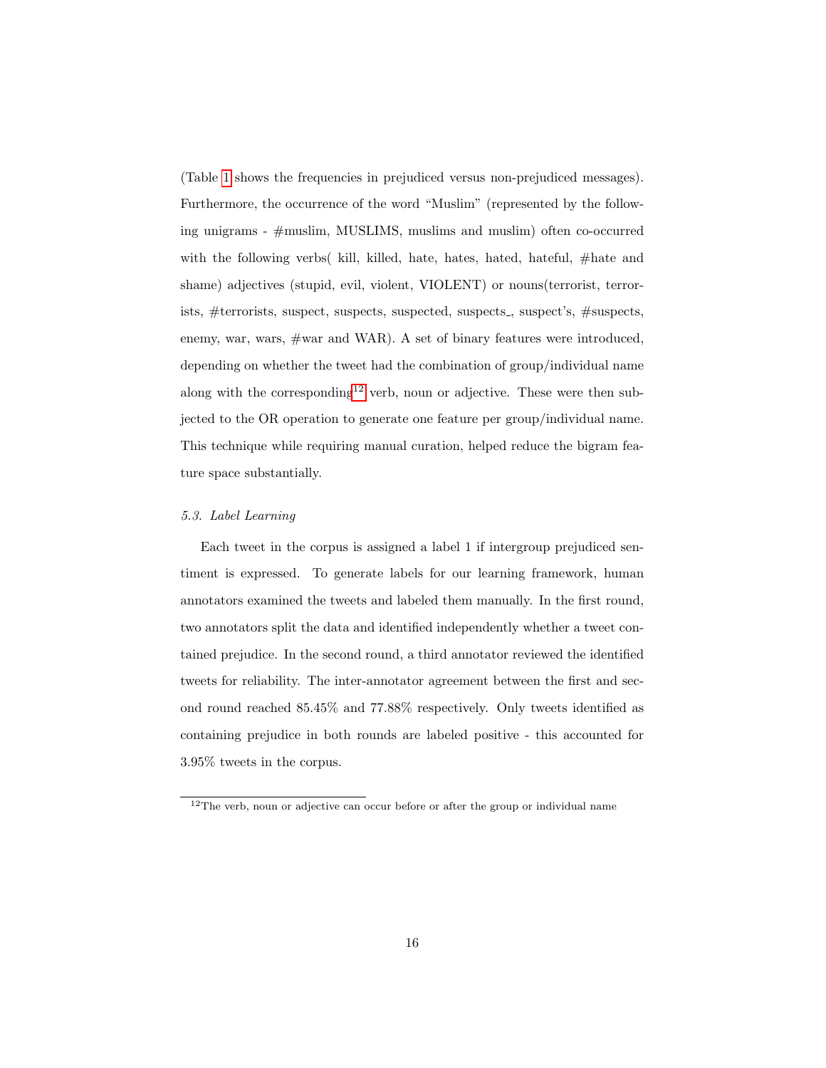(Table 1 shows the frequencies in prejudiced versus non-prejudiced messages). Furthermore, the occurrence of the word "Muslim" (represented by the following unigrams - #muslim, MUSLIMS, muslims and muslim) often co-occurred with the following verbs( kill, killed, hate, hates, hated, hateful, #hate and shame) adjectives (stupid, evil, violent, VIOLENT) or nouns(terrorist, terrorists, #terrorists, suspect, suspects, suspected, suspects_, suspect's, #suspects, enemy, war, wars, #war and WAR). A set of binary features were introduced, depending on whether the tweet had the combination of group/individual name along with the corresponding[12] verb, noun or adjective. These were then subjected to the OR operation to generate one feature per group/individual name. This technique while requiring manual curation, helped reduce the bigram feature space substantially.

### 5.3. Label Learning

Each tweet in the corpus is assigned a label 1 if intergroup prejudiced sentiment is expressed. To generate labels for our learning framework, human annotators examined the tweets and labeled them manually. In the first round, two annotators split the data and identified independently whether a tweet contained prejudice. In the second round, a third annotator reviewed the identified tweets for reliability. The inter-annotator agreement between the first and second round reached 85.45% and 77.88% respectively. Only tweets identified as containing prejudice in both rounds are labeled positive - this accounted for 3.95% tweets in the corpus.

[12] The verb, noun or adjective can occur before or after the group or individual name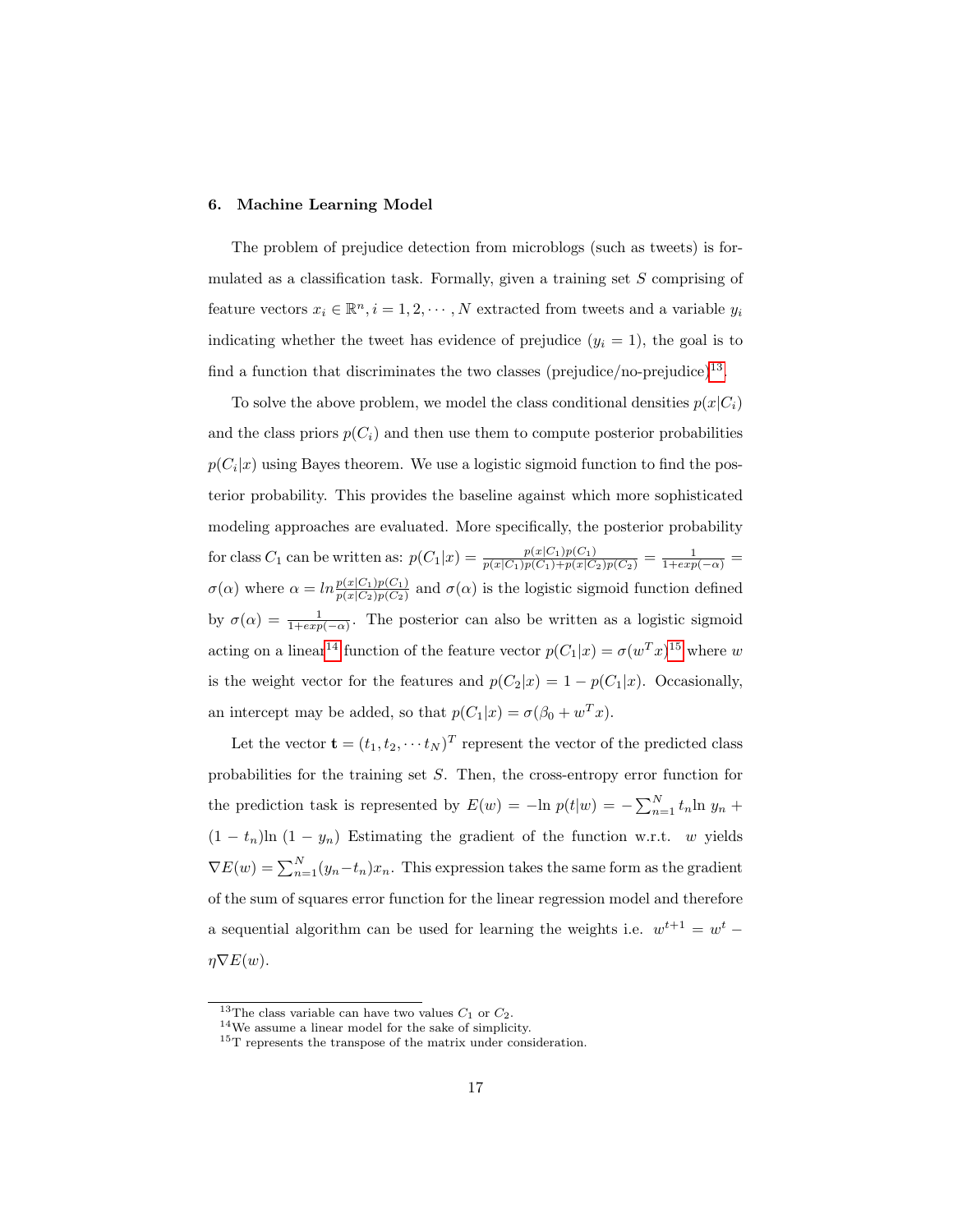### 6. Machine Learning Model

The problem of prejudice detection from microblogs (such as tweets) is formulated as a classification task. Formally, given a training set $S$ comprising of feature vectors $x_i \in \mathbb{R}^n, i = 1, 2, \cdots, N$ extracted from tweets and a variable $y_i$ indicating whether the tweet has evidence of prejudice ($y_i = 1$), the goal is to find a function that discriminates the two classes (prejudice/no-prejudice)[13].

To solve the above problem, we model the class conditional densities $p(x|C_i)$ and the class priors $p(C_i)$ and then use them to compute posterior probabilities $p(C_i|x)$ using Bayes theorem. We use a logistic sigmoid function to find the posterior probability. This provides the baseline against which more sophisticated modeling approaches are evaluated. More specifically, the posterior probability for class $C_1$ can be written as: $p(C_1|x) = \frac{p(x|C_1)p(C_1)}{p(x|C_1)p(C_1)+p(x|C_2)p(C_2)} = \frac{1}{1+exp(-\alpha)} = \sigma(\alpha)$ where $\alpha = ln\frac{p(x|C_1)p(C_1)}{p(x|C_2)p(C_2)}$ and $\sigma(\alpha)$ is the logistic sigmoid function defined by $\sigma(\alpha) = \frac{1}{1+exp(-\alpha)}$. The posterior can also be written as a logistic sigmoid acting on a linear[14] function of the feature vector $p(C_1|x) = \sigma(w^T x)$[15] where $w$ is the weight vector for the features and $p(C_2|x) = 1 - p(C_1|x)$. Occasionally, an intercept may be added, so that $p(C_1|x) = \sigma(\beta_0 + w^T x)$.

Let the vector $\mathbf{t} = (t_1, t_2, \cdots t_N)^T$ represent the vector of the predicted class probabilities for the training set $S$. Then, the cross-entropy error function for the prediction task is represented by $E(w) = -\ln p(t|w) = -\sum_{n=1}^{N} t_n \ln y_n + (1 - t_n)\ln(1 - y_n)$ Estimating the gradient of the function w.r.t. $w$ yields $\nabla E(w) = \sum_{n=1}^{N}(y_n - t_n)x_n$. This expression takes the same form as the gradient of the sum of squares error function for the linear regression model and therefore a sequential algorithm can be used for learning the weights i.e. $w^{t+1} = w^t - \eta\nabla E(w)$.

[13] The class variable can have two values $C_1$ or $C_2$.

[14] We assume a linear model for the sake of simplicity.

[15] T represents the transpose of the matrix under consideration.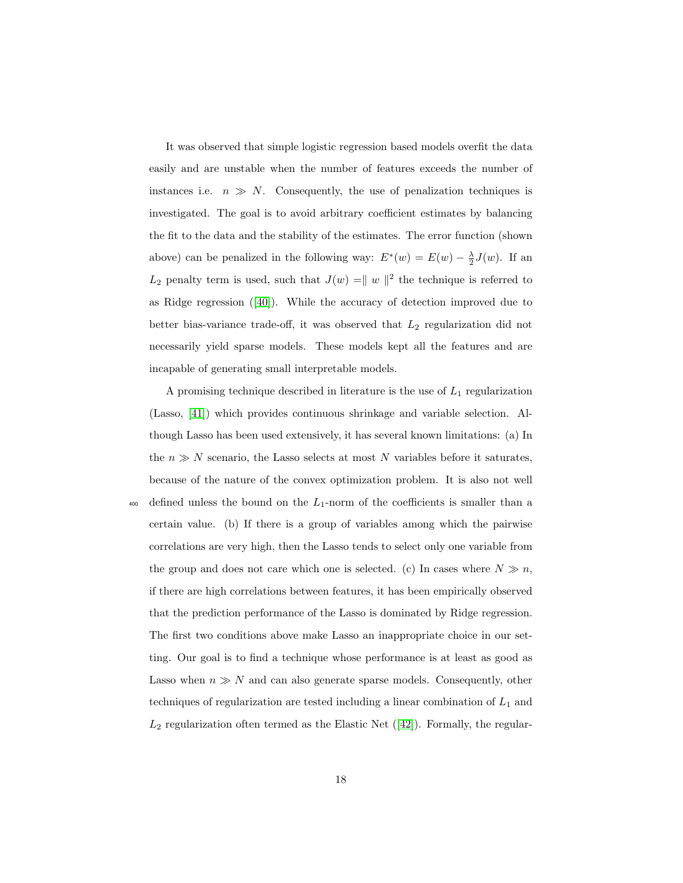It was observed that simple logistic regression based models overfit the data easily and are unstable when the number of features exceeds the number of instances i.e. $n \gg N$. Consequently, the use of penalization techniques is investigated. The goal is to avoid arbitrary coefficient estimates by balancing the fit to the data and the stability of the estimates. The error function (shown above) can be penalized in the following way: $E^*(w) = E(w) - \frac{\lambda}{2}J(w)$. If an $L_2$ penalty term is used, such that $J(w) = \parallel w \parallel^2$ the technique is referred to as Ridge regression ([40]). While the accuracy of detection improved due to better bias-variance trade-off, it was observed that $L_2$ regularization did not necessarily yield sparse models. These models kept all the features and are incapable of generating small interpretable models.

A promising technique described in literature is the use of $L_1$ regularization (Lasso, [41]) which provides continuous shrinkage and variable selection. Although Lasso has been used extensively, it has several known limitations: (a) In the $n \gg N$ scenario, the Lasso selects at most $N$ variables before it saturates, because of the nature of the convex optimization problem. It is also not well defined unless the bound on the $L_1$-norm of the coefficients is smaller than a certain value. (b) If there is a group of variables among which the pairwise correlations are very high, then the Lasso tends to select only one variable from the group and does not care which one is selected. (c) In cases where $N \gg n$, if there are high correlations between features, it has been empirically observed that the prediction performance of the Lasso is dominated by Ridge regression. The first two conditions above make Lasso an inappropriate choice in our setting. Our goal is to find a technique whose performance is at least as good as Lasso when $n \gg N$ and can also generate sparse models. Consequently, other techniques of regularization are tested including a linear combination of $L_1$ and $L_2$ regularization often termed as the Elastic Net ([42]). Formally, the regular-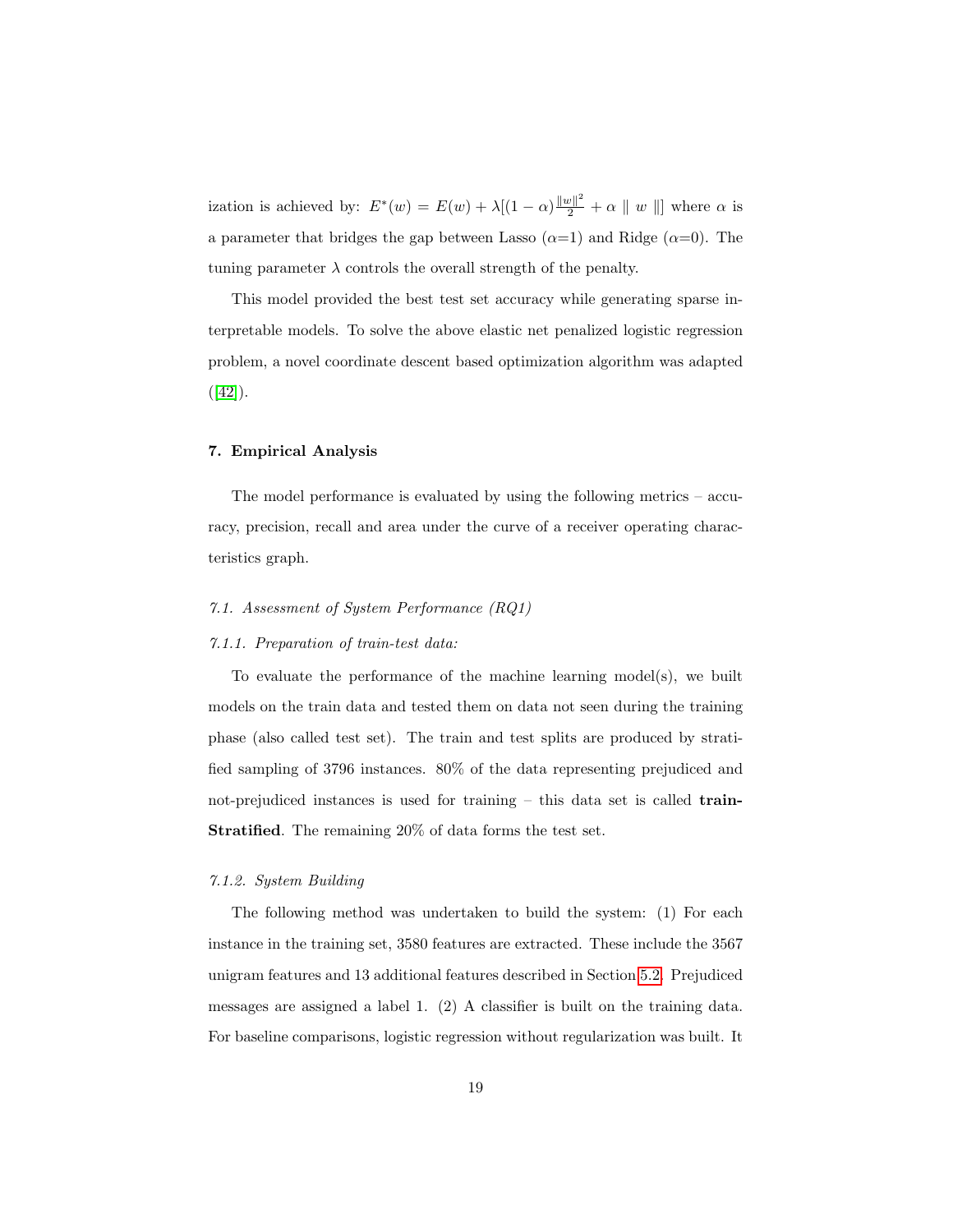ization is achieved by: $E^*(w) = E(w) + \lambda[(1-\alpha)\frac{\|w\|^2}{2} + \alpha \parallel w \parallel]$ where $\alpha$ is a parameter that bridges the gap between Lasso ($\alpha$=1) and Ridge ($\alpha$=0). The tuning parameter $\lambda$ controls the overall strength of the penalty.

This model provided the best test set accuracy while generating sparse interpretable models. To solve the above elastic net penalized logistic regression problem, a novel coordinate descent based optimization algorithm was adapted ([42]).

## 7. Empirical Analysis

The model performance is evaluated by using the following metrics – accuracy, precision, recall and area under the curve of a receiver operating characteristics graph.

### *7.1. Assessment of System Performance (RQ1)*

#### *7.1.1. Preparation of train-test data:*

To evaluate the performance of the machine learning model(s), we built models on the train data and tested them on data not seen during the training phase (also called test set). The train and test splits are produced by stratified sampling of 3796 instances. 80% of the data representing prejudiced and not-prejudiced instances is used for training – this data set is called **train-Stratified**. The remaining 20% of data forms the test set.

#### *7.1.2. System Building*

The following method was undertaken to build the system: (1) For each instance in the training set, 3580 features are extracted. These include the 3567 unigram features and 13 additional features described in Section 5.2. Prejudiced messages are assigned a label 1. (2) A classifier is built on the training data. For baseline comparisons, logistic regression without regularization was built. It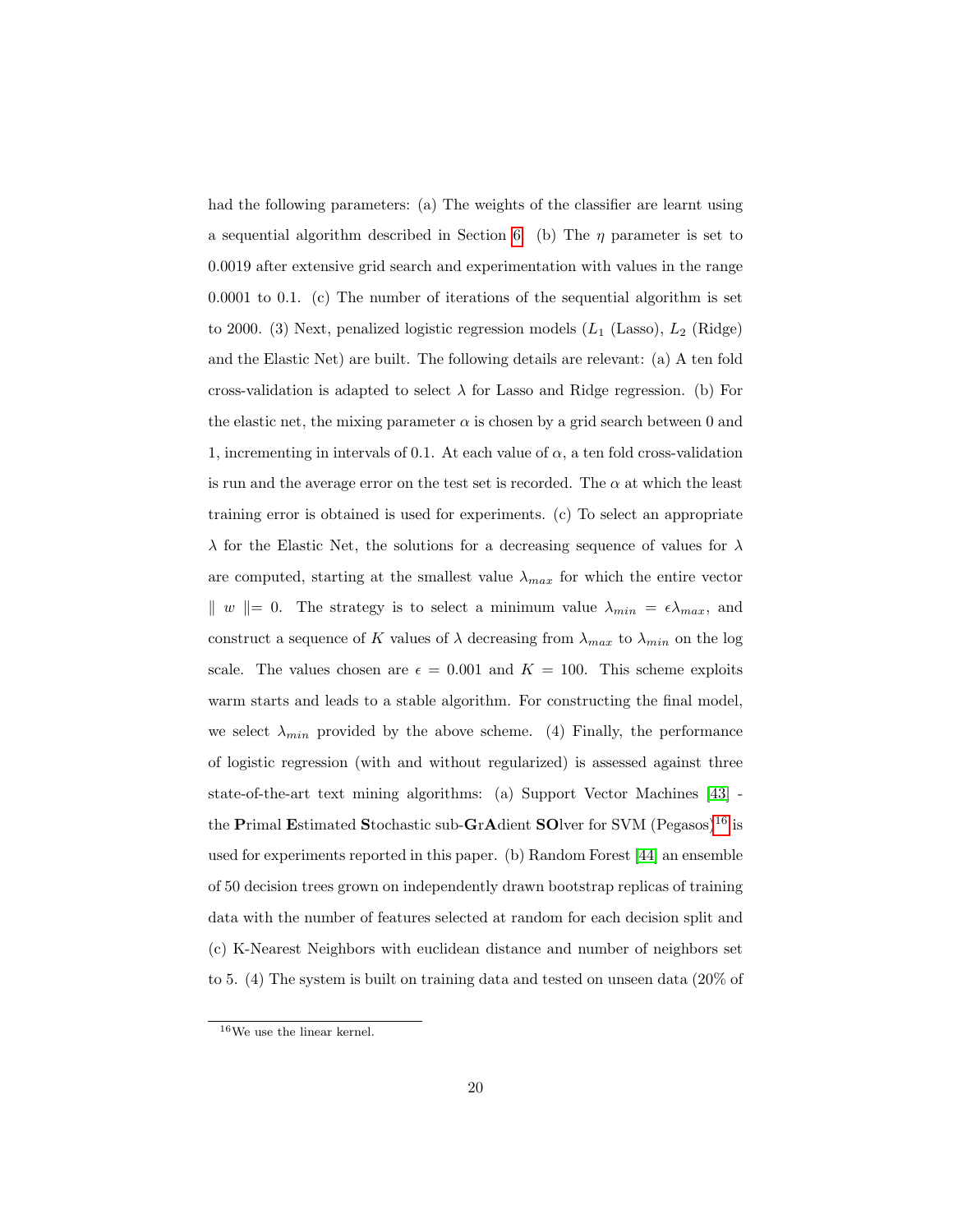had the following parameters: (a) The weights of the classifier are learnt using a sequential algorithm described in Section 6. (b) The $\eta$ parameter is set to 0.0019 after extensive grid search and experimentation with values in the range 0.0001 to 0.1. (c) The number of iterations of the sequential algorithm is set to 2000. (3) Next, penalized logistic regression models ($L_1$ (Lasso), $L_2$ (Ridge) and the Elastic Net) are built. The following details are relevant: (a) A ten fold cross-validation is adapted to select $\lambda$ for Lasso and Ridge regression. (b) For the elastic net, the mixing parameter $\alpha$ is chosen by a grid search between 0 and 1, incrementing in intervals of 0.1. At each value of $\alpha$, a ten fold cross-validation is run and the average error on the test set is recorded. The $\alpha$ at which the least training error is obtained is used for experiments. (c) To select an appropriate $\lambda$ for the Elastic Net, the solutions for a decreasing sequence of values for $\lambda$ are computed, starting at the smallest value $\lambda_{max}$ for which the entire vector $\| w \| = 0$. The strategy is to select a minimum value $\lambda_{min} = \epsilon \lambda_{max}$, and construct a sequence of $K$ values of $\lambda$ decreasing from $\lambda_{max}$ to $\lambda_{min}$ on the log scale. The values chosen are $\epsilon = 0.001$ and $K = 100$. This scheme exploits warm starts and leads to a stable algorithm. For constructing the final model, we select $\lambda_{min}$ provided by the above scheme. (4) Finally, the performance of logistic regression (with and without regularized) is assessed against three state-of-the-art text mining algorithms: (a) Support Vector Machines [43] - the **P**rimal **E**stimated **S**tochastic sub-**G**r**A**dient **SO**lver for SVM (Pegasos)[16] is used for experiments reported in this paper. (b) Random Forest [44] an ensemble of 50 decision trees grown on independently drawn bootstrap replicas of training data with the number of features selected at random for each decision split and (c) K-Nearest Neighbors with euclidean distance and number of neighbors set to 5. (4) The system is built on training data and tested on unseen data (20% of

[16]We use the linear kernel.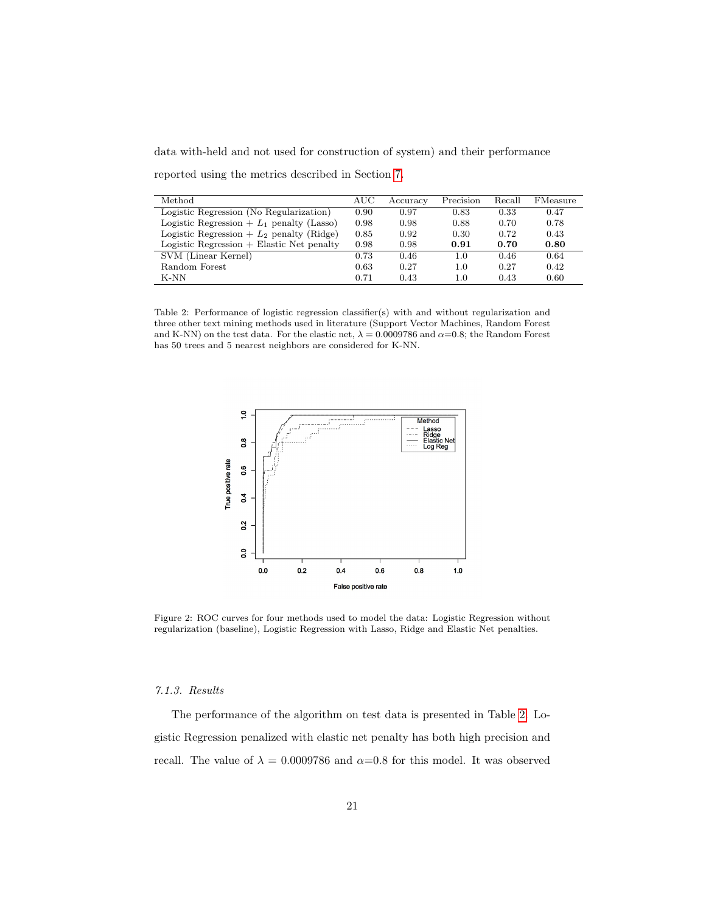data with-held and not used for construction of system) and their performance reported using the metrics described in Section 7.

| Method | AUC | Accuracy | Precision | Recall | FMeasure |
|---|---|---|---|---|---|
| Logistic Regression (No Regularization) | 0.90 | 0.97 | 0.83 | 0.33 | 0.47 |
| Logistic Regression + $L_1$ penalty (Lasso) | 0.98 | 0.98 | 0.88 | 0.70 | 0.78 |
| Logistic Regression + $L_2$ penalty (Ridge) | 0.85 | 0.92 | 0.30 | 0.72 | 0.43 |
| Logistic Regression + Elastic Net penalty | 0.98 | 0.98 | **0.91** | **0.70** | **0.80** |
| SVM (Linear Kernel) | 0.73 | 0.46 | 1.0 | 0.46 | 0.64 |
| Random Forest | 0.63 | 0.27 | 1.0 | 0.27 | 0.42 |
| K-NN | 0.71 | 0.43 | 1.0 | 0.43 | 0.60 |

Table 2: Performance of logistic regression classifier(s) with and without regularization and three other text mining methods used in literature (Support Vector Machines, Random Forest and K-NN) on the test data. For the elastic net, $\lambda = 0.0009786$ and $\alpha$=0.8; the Random Forest has 50 trees and 5 nearest neighbors are considered for K-NN.

Figure 2: ROC curves for four methods used to model the data: Logistic Regression without regularization (baseline), Logistic Regression with Lasso, Ridge and Elastic Net penalties.

### *7.1.3. Results*

The performance of the algorithm on test data is presented in Table 2. Logistic Regression penalized with elastic net penalty has both high precision and recall. The value of $\lambda = 0.0009786$ and $\alpha$=0.8 for this model. It was observed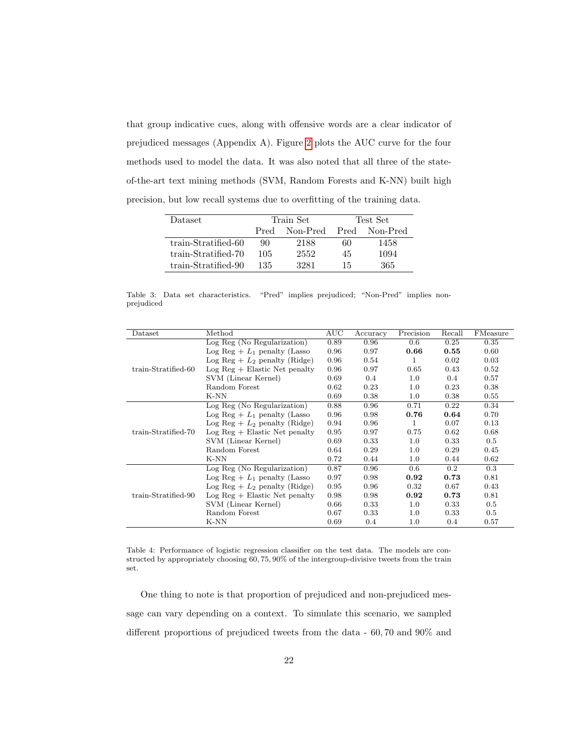that group indicative cues, along with offensive words are a clear indicator of prejudiced messages (Appendix A). Figure 2 plots the AUC curve for the four methods used to model the data. It was also noted that all three of the state-of-the-art text mining methods (SVM, Random Forests and K-NN) built high precision, but low recall systems due to overfitting of the training data.

| Dataset | Train Set | | Test Set | |
|---|---|---|---|---|
| | Pred | Non-Pred | Pred | Non-Pred |
| train-Stratified-60 | 90 | 2188 | 60 | 1458 |
| train-Stratified-70 | 105 | 2552 | 45 | 1094 |
| train-Stratified-90 | 135 | 3281 | 15 | 365 |

Table 3: Data set characteristics. "Pred" implies prejudiced; "Non-Pred" implies non-prejudiced

| Dataset | Method | AUC | Accuracy | Precision | Recall | FMeasure |
|---|---|---|---|---|---|---|
| train-Stratified-60 | Log Reg (No Regularization) | 0.89 | 0.96 | 0.6 | 0.25 | 0.35 |
| | Log Reg + $L_1$ penalty (Lasso | 0.96 | 0.97 | **0.66** | **0.55** | 0.60 |
| | Log Reg + $L_2$ penalty (Ridge) | 0.96 | 0.54 | 1 | 0.02 | 0.03 |
| | Log Reg + Elastic Net penalty | 0.96 | 0.97 | 0.65 | 0.43 | 0.52 |
| | SVM (Linear Kernel) | 0.69 | 0.4 | 1.0 | 0.4 | 0.57 |
| | Random Forest | 0.62 | 0.23 | 1.0 | 0.23 | 0.38 |
| | K-NN | 0.69 | 0.38 | 1.0 | 0.38 | 0.55 |
| train-Stratified-70 | Log Reg (No Regularization) | 0.88 | 0.96 | 0.71 | 0.22 | 0.34 |
| | Log Reg + $L_1$ penalty (Lasso | 0.96 | 0.98 | **0.76** | **0.64** | 0.70 |
| | Log Reg + $L_2$ penalty (Ridge) | 0.94 | 0.96 | 1 | 0.07 | 0.13 |
| | Log Reg + Elastic Net penalty | 0.95 | 0.97 | 0.75 | 0.62 | 0.68 |
| | SVM (Linear Kernel) | 0.69 | 0.33 | 1.0 | 0.33 | 0.5 |
| | Random Forest | 0.64 | 0.29 | 1.0 | 0.29 | 0.45 |
| | K-NN | 0.72 | 0.44 | 1.0 | 0.44 | 0.62 |
| train-Stratified-90 | Log Reg (No Regularization) | 0.87 | 0.96 | 0.6 | 0.2 | 0.3 |
| | Log Reg + $L_1$ penalty (Lasso | 0.97 | 0.98 | **0.92** | **0.73** | 0.81 |
| | Log Reg + $L_2$ penalty (Ridge) | 0.95 | 0.96 | 0.32 | 0.67 | 0.43 |
| | Log Reg + Elastic Net penalty | 0.98 | 0.98 | **0.92** | **0.73** | 0.81 |
| | SVM (Linear Kernel) | 0.66 | 0.33 | 1.0 | 0.33 | 0.5 |
| | Random Forest | 0.67 | 0.33 | 1.0 | 0.33 | 0.5 |
| | K-NN | 0.69 | 0.4 | 1.0 | 0.4 | 0.57 |

Table 4: Performance of logistic regression classifier on the test data. The models are constructed by appropriately choosing 60, 75, 90% of the intergroup-divisive tweets from the train set.

One thing to note is that proportion of prejudiced and non-prejudiced message can vary depending on a context. To simulate this scenario, we sampled different proportions of prejudiced tweets from the data - 60, 70 and 90% and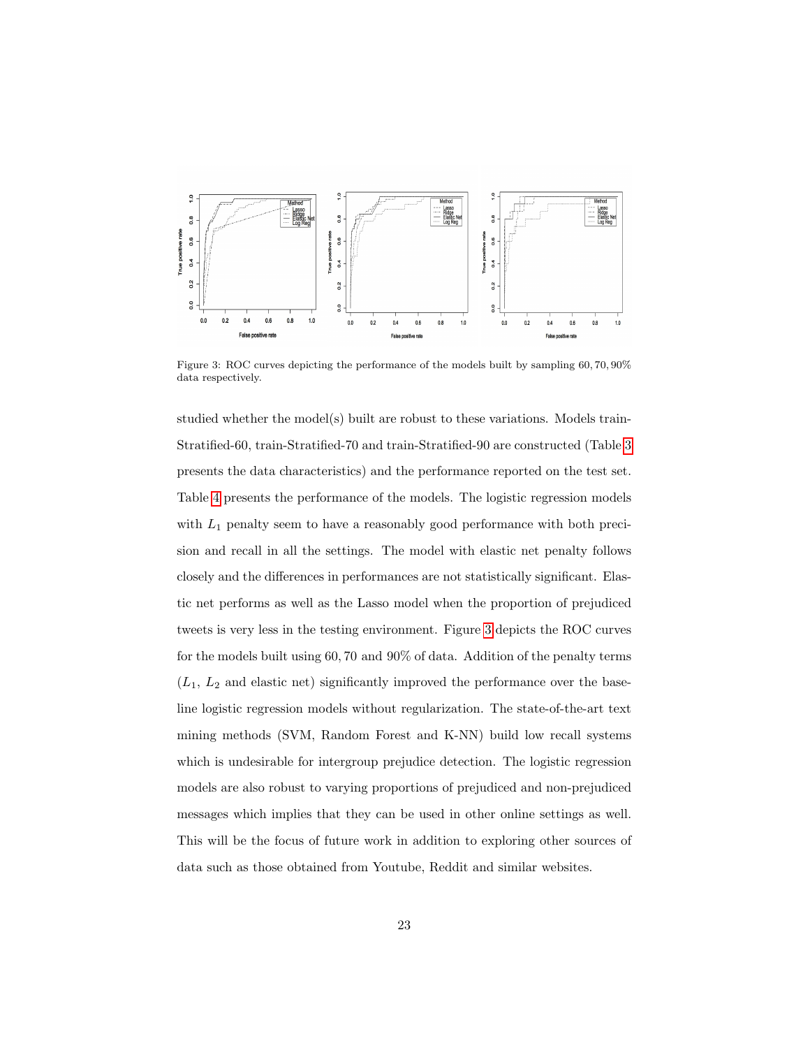Figure 3: ROC curves depicting the performance of the models built by sampling 60, 70, 90% data respectively.

studied whether the model(s) built are robust to these variations. Models train-Stratified-60, train-Stratified-70 and train-Stratified-90 are constructed (Table 3 presents the data characteristics) and the performance reported on the test set. Table 4 presents the performance of the models. The logistic regression models with $L_1$ penalty seem to have a reasonably good performance with both precision and recall in all the settings. The model with elastic net penalty follows closely and the differences in performances are not statistically significant. Elastic net performs as well as the Lasso model when the proportion of prejudiced tweets is very less in the testing environment. Figure 3 depicts the ROC curves for the models built using 60, 70 and 90% of data. Addition of the penalty terms ($L_1$, $L_2$ and elastic net) significantly improved the performance over the baseline logistic regression models without regularization. The state-of-the-art text mining methods (SVM, Random Forest and K-NN) build low recall systems which is undesirable for intergroup prejudice detection. The logistic regression models are also robust to varying proportions of prejudiced and non-prejudiced messages which implies that they can be used in other online settings as well. This will be the focus of future work in addition to exploring other sources of data such as those obtained from Youtube, Reddit and similar websites.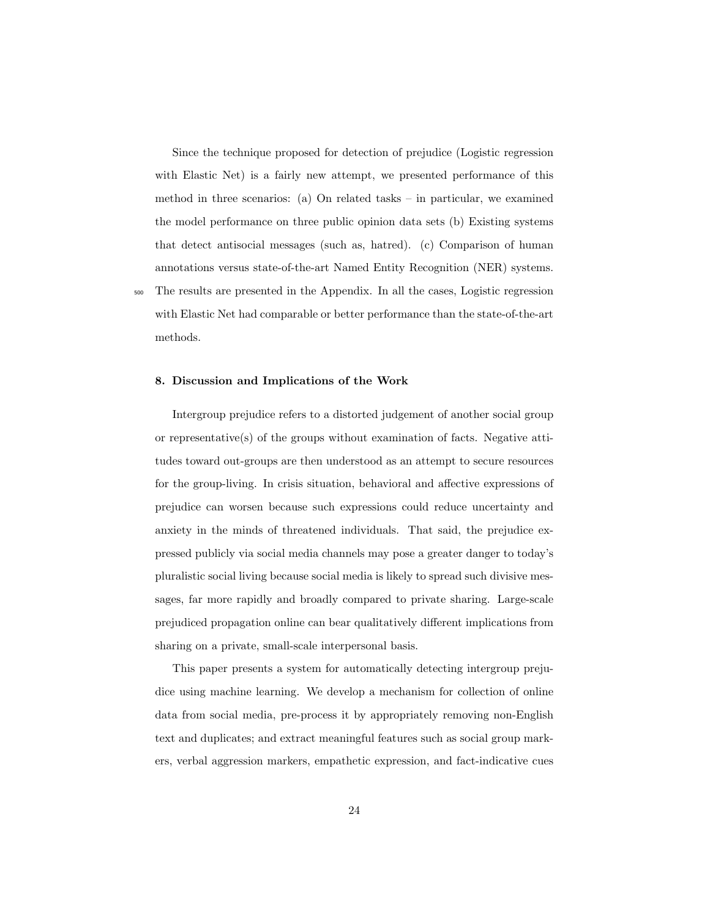Since the technique proposed for detection of prejudice (Logistic regression with Elastic Net) is a fairly new attempt, we presented performance of this method in three scenarios: (a) On related tasks – in particular, we examined the model performance on three public opinion data sets (b) Existing systems that detect antisocial messages (such as, hatred). (c) Comparison of human annotations versus state-of-the-art Named Entity Recognition (NER) systems. The results are presented in the Appendix. In all the cases, Logistic regression with Elastic Net had comparable or better performance than the state-of-the-art methods.

## 8. Discussion and Implications of the Work

Intergroup prejudice refers to a distorted judgement of another social group or representative(s) of the groups without examination of facts. Negative attitudes toward out-groups are then understood as an attempt to secure resources for the group-living. In crisis situation, behavioral and affective expressions of prejudice can worsen because such expressions could reduce uncertainty and anxiety in the minds of threatened individuals. That said, the prejudice expressed publicly via social media channels may pose a greater danger to today's pluralistic social living because social media is likely to spread such divisive messages, far more rapidly and broadly compared to private sharing. Large-scale prejudiced propagation online can bear qualitatively different implications from sharing on a private, small-scale interpersonal basis.

This paper presents a system for automatically detecting intergroup prejudice using machine learning. We develop a mechanism for collection of online data from social media, pre-process it by appropriately removing non-English text and duplicates; and extract meaningful features such as social group markers, verbal aggression markers, empathetic expression, and fact-indicative cues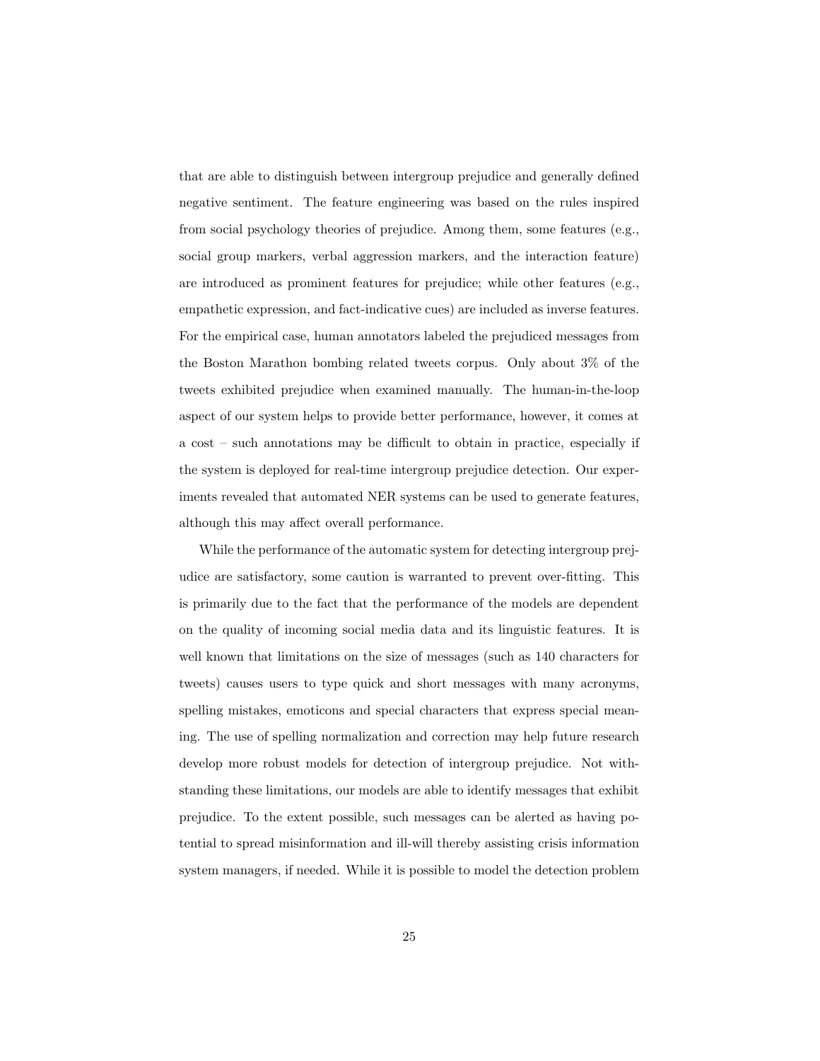that are able to distinguish between intergroup prejudice and generally defined negative sentiment. The feature engineering was based on the rules inspired from social psychology theories of prejudice. Among them, some features (e.g., social group markers, verbal aggression markers, and the interaction feature) are introduced as prominent features for prejudice; while other features (e.g., empathetic expression, and fact-indicative cues) are included as inverse features. For the empirical case, human annotators labeled the prejudiced messages from the Boston Marathon bombing related tweets corpus. Only about 3% of the tweets exhibited prejudice when examined manually. The human-in-the-loop aspect of our system helps to provide better performance, however, it comes at a cost – such annotations may be difficult to obtain in practice, especially if the system is deployed for real-time intergroup prejudice detection. Our experiments revealed that automated NER systems can be used to generate features, although this may affect overall performance.

While the performance of the automatic system for detecting intergroup prejudice are satisfactory, some caution is warranted to prevent over-fitting. This is primarily due to the fact that the performance of the models are dependent on the quality of incoming social media data and its linguistic features. It is well known that limitations on the size of messages (such as 140 characters for tweets) causes users to type quick and short messages with many acronyms, spelling mistakes, emoticons and special characters that express special meaning. The use of spelling normalization and correction may help future research develop more robust models for detection of intergroup prejudice. Not withstanding these limitations, our models are able to identify messages that exhibit prejudice. To the extent possible, such messages can be alerted as having potential to spread misinformation and ill-will thereby assisting crisis information system managers, if needed. While it is possible to model the detection problem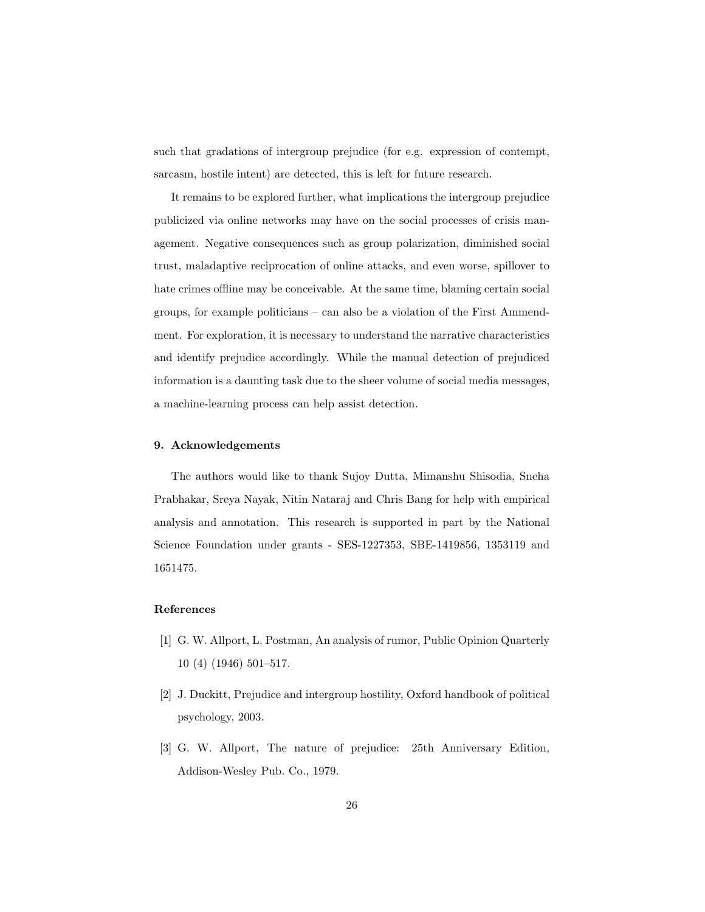such that gradations of intergroup prejudice (for e.g. expression of contempt, sarcasm, hostile intent) are detected, this is left for future research.

It remains to be explored further, what implications the intergroup prejudice publicized via online networks may have on the social processes of crisis management. Negative consequences such as group polarization, diminished social trust, maladaptive reciprocation of online attacks, and even worse, spillover to hate crimes offline may be conceivable. At the same time, blaming certain social groups, for example politicians – can also be a violation of the First Ammendment. For exploration, it is necessary to understand the narrative characteristics and identify prejudice accordingly. While the manual detection of prejudiced information is a daunting task due to the sheer volume of social media messages, a machine-learning process can help assist detection.

## 9. Acknowledgements

The authors would like to thank Sujoy Dutta, Mimanshu Shisodia, Sneha Prabhakar, Sreya Nayak, Nitin Nataraj and Chris Bang for help with empirical analysis and annotation. This research is supported in part by the National Science Foundation under grants - SES-1227353, SBE-1419856, 1353119 and 1651475.

## References

[1] G. W. Allport, L. Postman, An analysis of rumor, Public Opinion Quarterly 10 (4) (1946) 501–517.

[2] J. Duckitt, Prejudice and intergroup hostility, Oxford handbook of political psychology, 2003.

[3] G. W. Allport, The nature of prejudice: 25th Anniversary Edition, Addison-Wesley Pub. Co., 1979.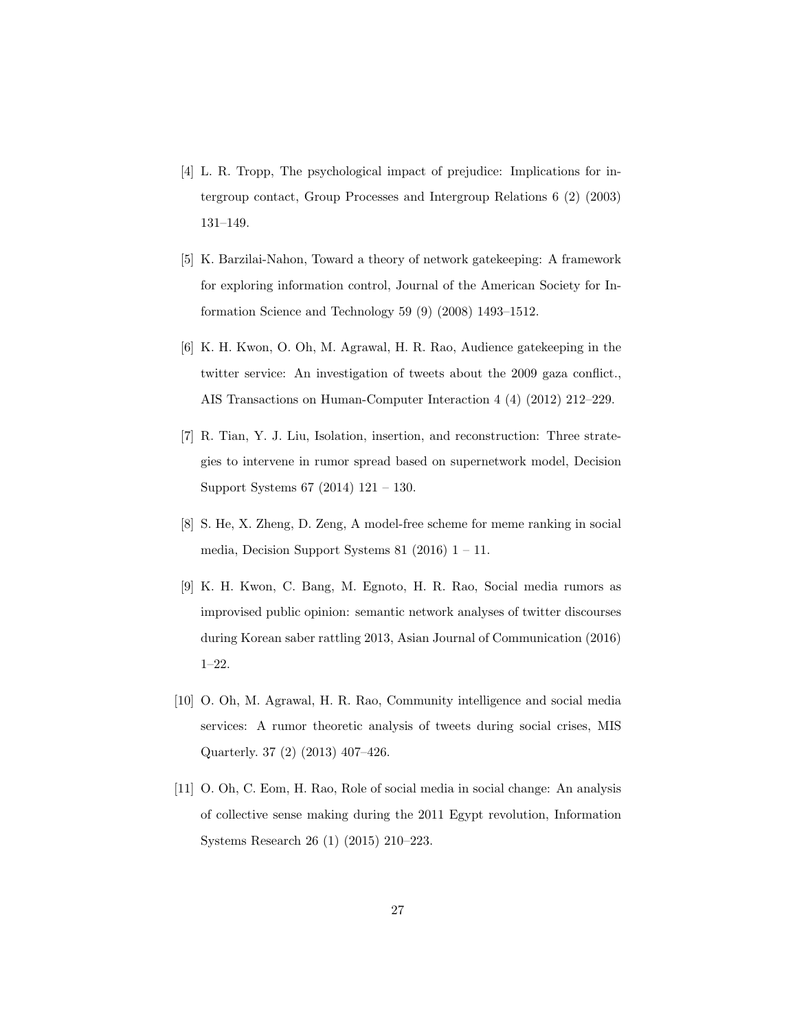[4] L. R. Tropp, The psychological impact of prejudice: Implications for intergroup contact, Group Processes and Intergroup Relations 6 (2) (2003) 131–149.

[5] K. Barzilai-Nahon, Toward a theory of network gatekeeping: A framework for exploring information control, Journal of the American Society for Information Science and Technology 59 (9) (2008) 1493–1512.

[6] K. H. Kwon, O. Oh, M. Agrawal, H. R. Rao, Audience gatekeeping in the twitter service: An investigation of tweets about the 2009 gaza conflict., AIS Transactions on Human-Computer Interaction 4 (4) (2012) 212–229.

[7] R. Tian, Y. J. Liu, Isolation, insertion, and reconstruction: Three strategies to intervene in rumor spread based on supernetwork model, Decision Support Systems 67 (2014) 121 – 130.

[8] S. He, X. Zheng, D. Zeng, A model-free scheme for meme ranking in social media, Decision Support Systems 81 (2016) 1 – 11.

[9] K. H. Kwon, C. Bang, M. Egnoto, H. R. Rao, Social media rumors as improvised public opinion: semantic network analyses of twitter discourses during Korean saber rattling 2013, Asian Journal of Communication (2016) 1–22.

[10] O. Oh, M. Agrawal, H. R. Rao, Community intelligence and social media services: A rumor theoretic analysis of tweets during social crises, MIS Quarterly. 37 (2) (2013) 407–426.

[11] O. Oh, C. Eom, H. Rao, Role of social media in social change: An analysis of collective sense making during the 2011 Egypt revolution, Information Systems Research 26 (1) (2015) 210–223.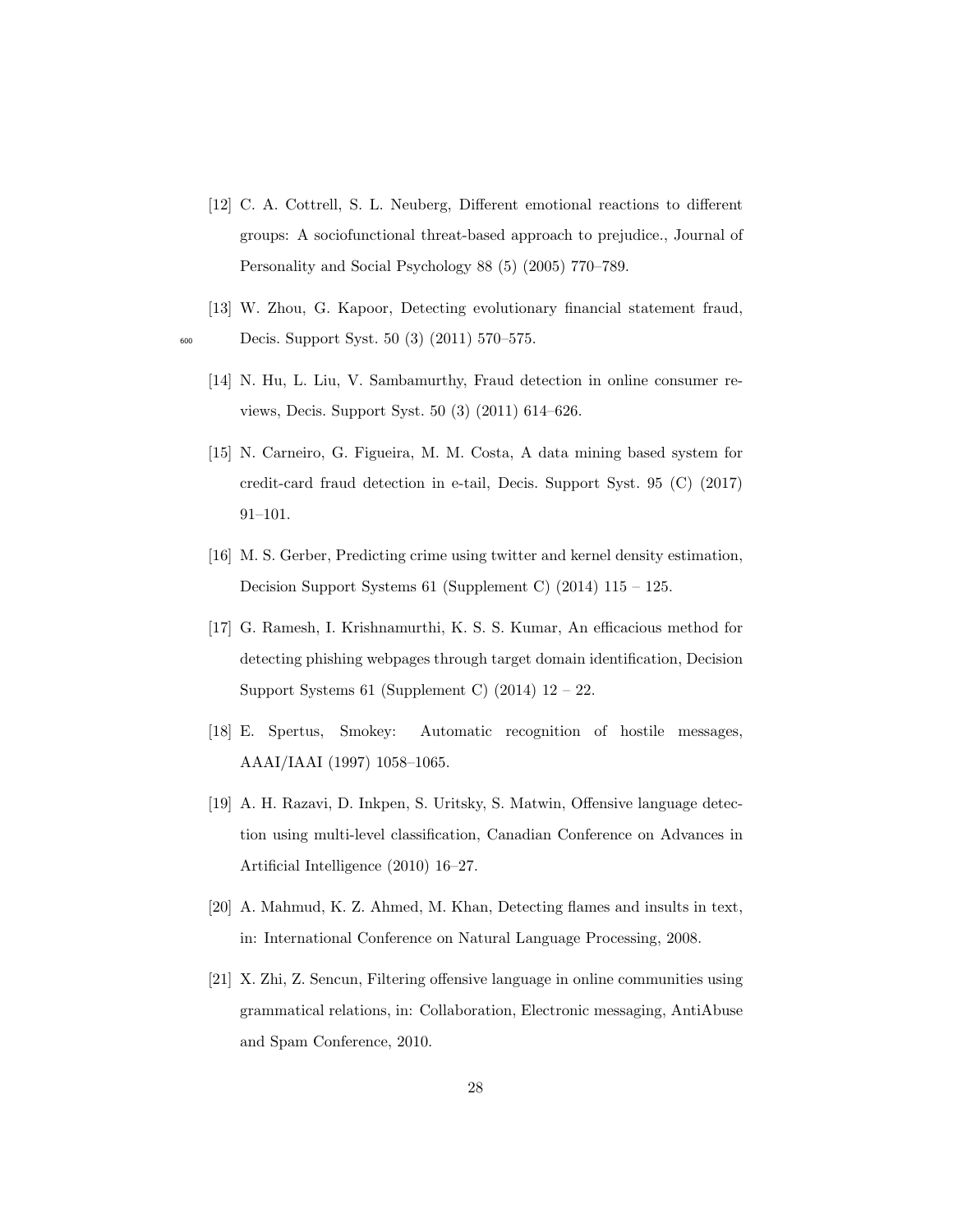[12] C. A. Cottrell, S. L. Neuberg, Different emotional reactions to different groups: A sociofunctional threat-based approach to prejudice., Journal of Personality and Social Psychology 88 (5) (2005) 770–789.

[13] W. Zhou, G. Kapoor, Detecting evolutionary financial statement fraud, Decis. Support Syst. 50 (3) (2011) 570–575.

[14] N. Hu, L. Liu, V. Sambamurthy, Fraud detection in online consumer reviews, Decis. Support Syst. 50 (3) (2011) 614–626.

[15] N. Carneiro, G. Figueira, M. M. Costa, A data mining based system for credit-card fraud detection in e-tail, Decis. Support Syst. 95 (C) (2017) 91–101.

[16] M. S. Gerber, Predicting crime using twitter and kernel density estimation, Decision Support Systems 61 (Supplement C) (2014) 115 – 125.

[17] G. Ramesh, I. Krishnamurthi, K. S. S. Kumar, An efficacious method for detecting phishing webpages through target domain identification, Decision Support Systems 61 (Supplement C) (2014) 12 – 22.

[18] E. Spertus, Smokey: Automatic recognition of hostile messages, AAAI/IAAI (1997) 1058–1065.

[19] A. H. Razavi, D. Inkpen, S. Uritsky, S. Matwin, Offensive language detection using multi-level classification, Canadian Conference on Advances in Artificial Intelligence (2010) 16–27.

[20] A. Mahmud, K. Z. Ahmed, M. Khan, Detecting flames and insults in text, in: International Conference on Natural Language Processing, 2008.

[21] X. Zhi, Z. Sencun, Filtering offensive language in online communities using grammatical relations, in: Collaboration, Electronic messaging, AntiAbuse and Spam Conference, 2010.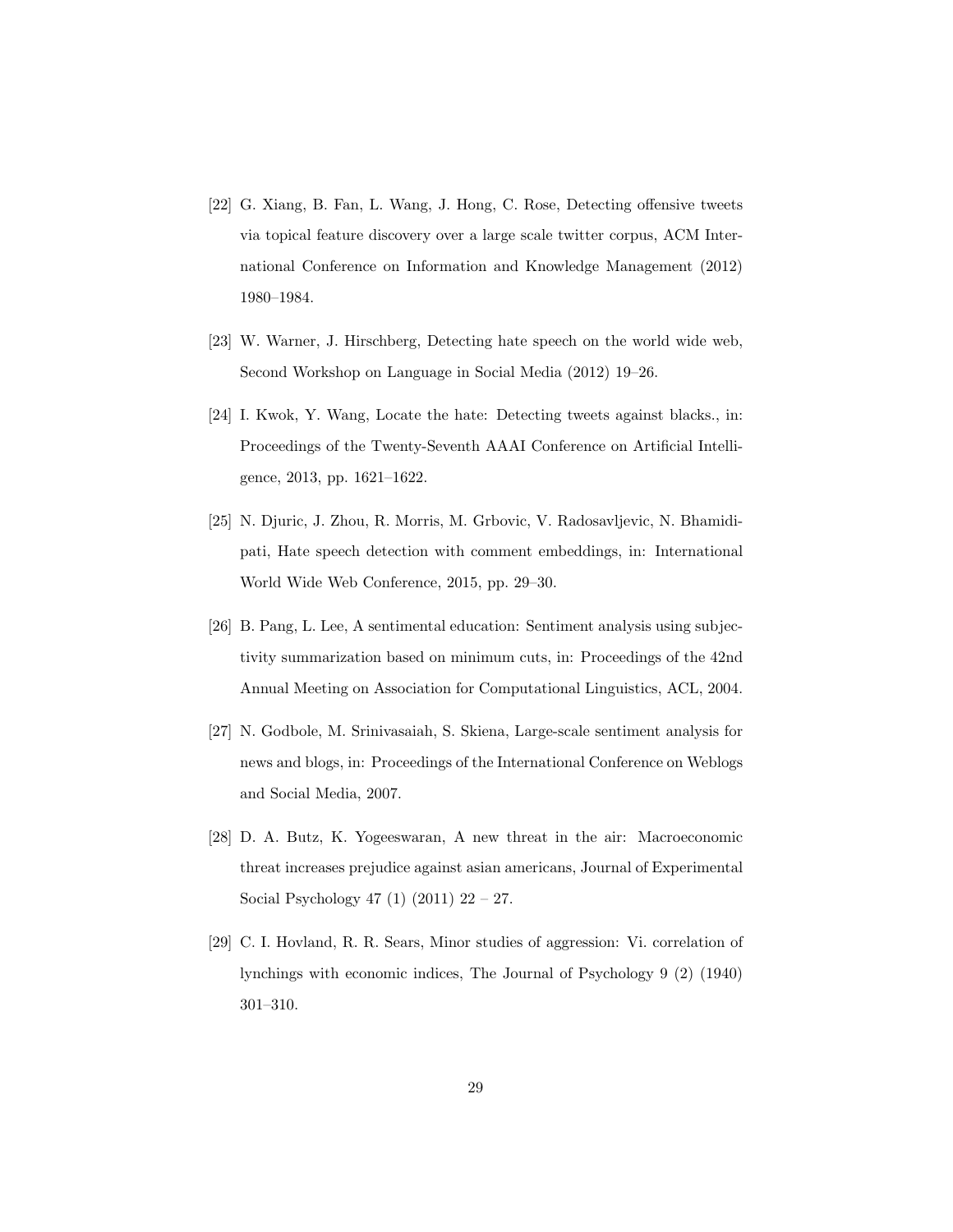[22] G. Xiang, B. Fan, L. Wang, J. Hong, C. Rose, Detecting offensive tweets via topical feature discovery over a large scale twitter corpus, ACM International Conference on Information and Knowledge Management (2012) 1980–1984.

[23] W. Warner, J. Hirschberg, Detecting hate speech on the world wide web, Second Workshop on Language in Social Media (2012) 19–26.

[24] I. Kwok, Y. Wang, Locate the hate: Detecting tweets against blacks., in: Proceedings of the Twenty-Seventh AAAI Conference on Artificial Intelligence, 2013, pp. 1621–1622.

[25] N. Djuric, J. Zhou, R. Morris, M. Grbovic, V. Radosavljevic, N. Bhamidipati, Hate speech detection with comment embeddings, in: International World Wide Web Conference, 2015, pp. 29–30.

[26] B. Pang, L. Lee, A sentimental education: Sentiment analysis using subjectivity summarization based on minimum cuts, in: Proceedings of the 42nd Annual Meeting on Association for Computational Linguistics, ACL, 2004.

[27] N. Godbole, M. Srinivasaiah, S. Skiena, Large-scale sentiment analysis for news and blogs, in: Proceedings of the International Conference on Weblogs and Social Media, 2007.

[28] D. A. Butz, K. Yogeeswaran, A new threat in the air: Macroeconomic threat increases prejudice against asian americans, Journal of Experimental Social Psychology 47 (1) (2011) 22 – 27.

[29] C. I. Hovland, R. R. Sears, Minor studies of aggression: Vi. correlation of lynchings with economic indices, The Journal of Psychology 9 (2) (1940) 301–310.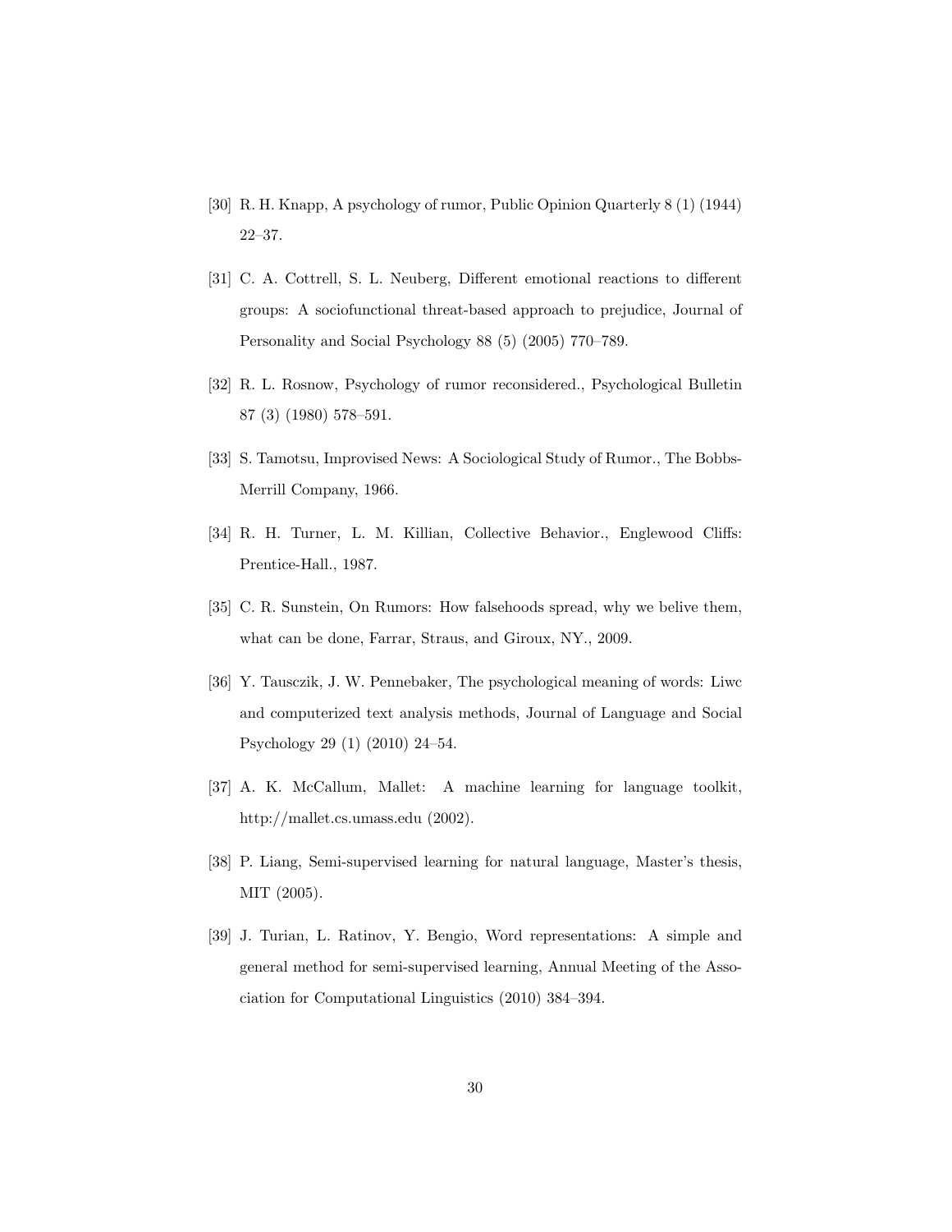[30] R. H. Knapp, A psychology of rumor, Public Opinion Quarterly 8 (1) (1944) 22–37.

[31] C. A. Cottrell, S. L. Neuberg, Different emotional reactions to different groups: A sociofunctional threat-based approach to prejudice, Journal of Personality and Social Psychology 88 (5) (2005) 770–789.

[32] R. L. Rosnow, Psychology of rumor reconsidered., Psychological Bulletin 87 (3) (1980) 578–591.

[33] S. Tamotsu, Improvised News: A Sociological Study of Rumor., The Bobbs-Merrill Company, 1966.

[34] R. H. Turner, L. M. Killian, Collective Behavior., Englewood Cliffs: Prentice-Hall., 1987.

[35] C. R. Sunstein, On Rumors: How falsehoods spread, why we belive them, what can be done, Farrar, Straus, and Giroux, NY., 2009.

[36] Y. Tausczik, J. W. Pennebaker, The psychological meaning of words: Liwc and computerized text analysis methods, Journal of Language and Social Psychology 29 (1) (2010) 24–54.

[37] A. K. McCallum, Mallet: A machine learning for language toolkit, http://mallet.cs.umass.edu (2002).

[38] P. Liang, Semi-supervised learning for natural language, Master's thesis, MIT (2005).

[39] J. Turian, L. Ratinov, Y. Bengio, Word representations: A simple and general method for semi-supervised learning, Annual Meeting of the Association for Computational Linguistics (2010) 384–394.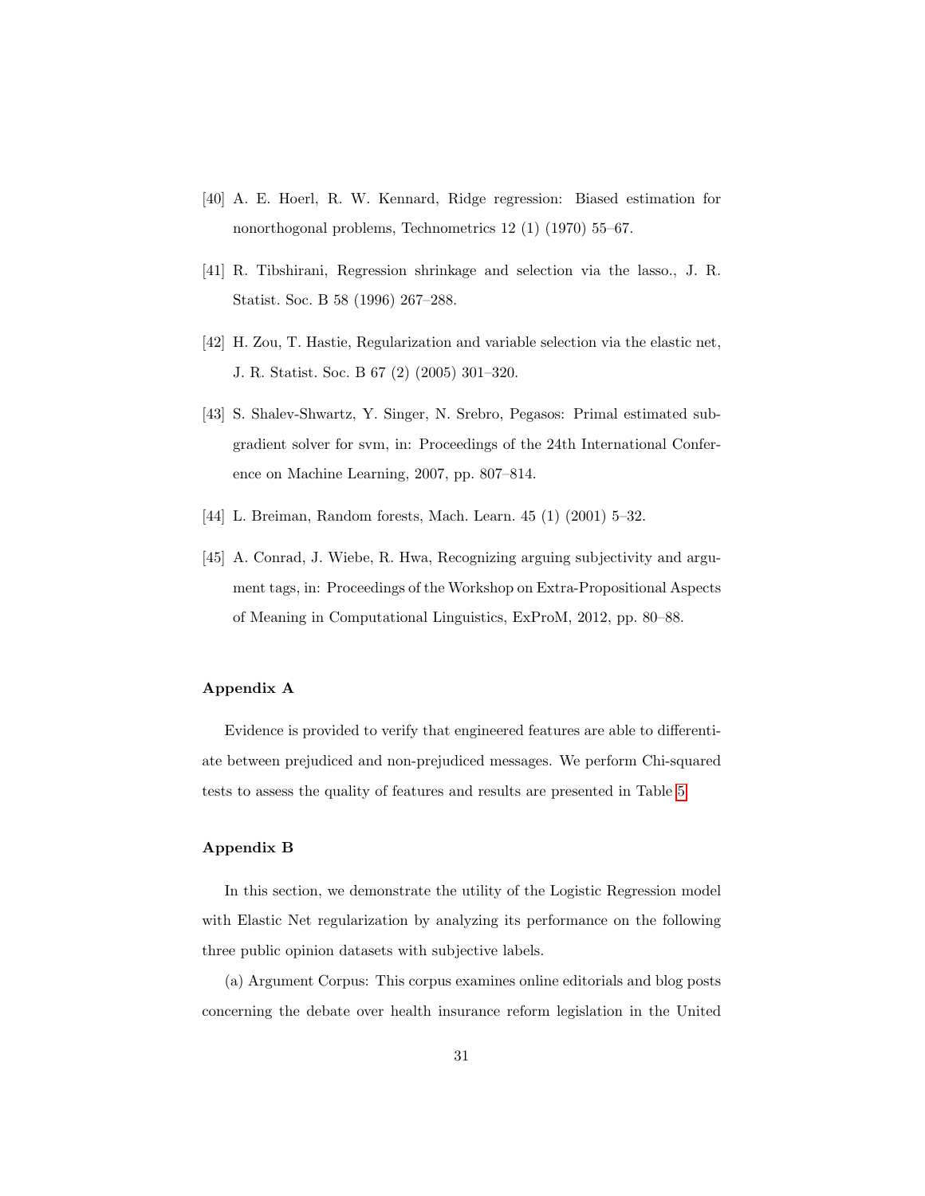[40] A. E. Hoerl, R. W. Kennard, Ridge regression: Biased estimation for nonorthogonal problems, Technometrics 12 (1) (1970) 55–67.

[41] R. Tibshirani, Regression shrinkage and selection via the lasso., J. R. Statist. Soc. B 58 (1996) 267–288.

[42] H. Zou, T. Hastie, Regularization and variable selection via the elastic net, J. R. Statist. Soc. B 67 (2) (2005) 301–320.

[43] S. Shalev-Shwartz, Y. Singer, N. Srebro, Pegasos: Primal estimated sub-gradient solver for svm, in: Proceedings of the 24th International Conference on Machine Learning, 2007, pp. 807–814.

[44] L. Breiman, Random forests, Mach. Learn. 45 (1) (2001) 5–32.

[45] A. Conrad, J. Wiebe, R. Hwa, Recognizing arguing subjectivity and argument tags, in: Proceedings of the Workshop on Extra-Propositional Aspects of Meaning in Computational Linguistics, ExProM, 2012, pp. 80–88.

**Appendix A**

Evidence is provided to verify that engineered features are able to differentiate between prejudiced and non-prejudiced messages. We perform Chi-squared tests to assess the quality of features and results are presented in Table 5.

**Appendix B**

In this section, we demonstrate the utility of the Logistic Regression model with Elastic Net regularization by analyzing its performance on the following three public opinion datasets with subjective labels.

(a) Argument Corpus: This corpus examines online editorials and blog posts concerning the debate over health insurance reform legislation in the United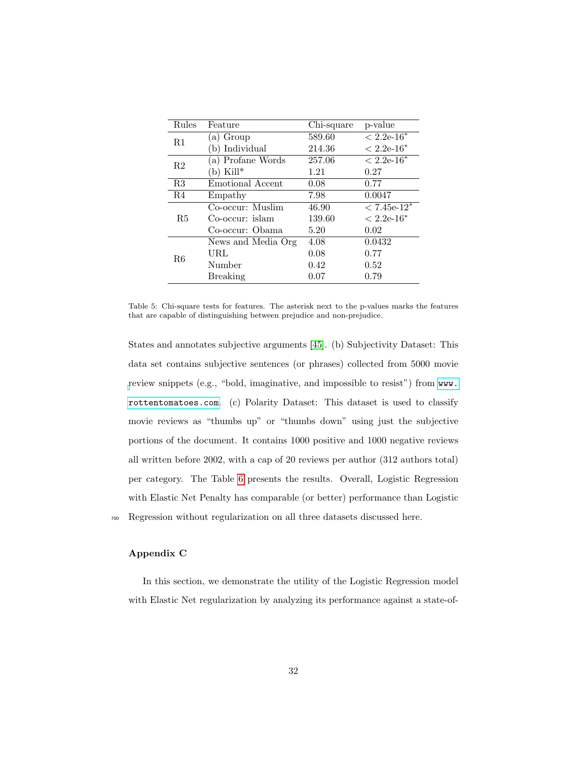| Rules | Feature | Chi-square | p-value |
|---|---|---|---|
| R1 | (a) Group | 589.60 | $< 2.2e\text{-}16^*$ |
| | (b) Individual | 214.36 | $< 2.2e\text{-}16^*$ |
| R2 | (a) Profane Words | 257.06 | $< 2.2e\text{-}16^*$ |
| | (b) Kill* | 1.21 | 0.27 |
| R3 | Emotional Accent | 0.08 | 0.77 |
| R4 | Empathy | 7.98 | 0.0047 |
| R5 | Co-occur: Muslim | 46.90 | $< 7.45e\text{-}12^*$ |
| | Co-occur: islam | 139.60 | $< 2.2e\text{-}16^*$ |
| | Co-occur: Obama | 5.20 | 0.02 |
| R6 | News and Media Org | 4.08 | 0.0432 |
| | URL | 0.08 | 0.77 |
| | Number | 0.42 | 0.52 |
| | Breaking | 0.07 | 0.79 |

Table 5: Chi-square tests for features. The asterisk next to the p-values marks the features that are capable of distinguishing between prejudice and non-prejudice.

States and annotates subjective arguments [45]. (b) Subjectivity Dataset: This data set contains subjective sentences (or phrases) collected from 5000 movie review snippets (e.g., "bold, imaginative, and impossible to resist") from www.rottentomatoes.com. (c) Polarity Dataset: This dataset is used to classify movie reviews as "thumbs up" or "thumbs down" using just the subjective portions of the document. It contains 1000 positive and 1000 negative reviews all written before 2002, with a cap of 20 reviews per author (312 authors total) per category. The Table 6 presents the results. Overall, Logistic Regression with Elastic Net Penalty has comparable (or better) performance than Logistic Regression without regularization on all three datasets discussed here.

## Appendix C

In this section, we demonstrate the utility of the Logistic Regression model with Elastic Net regularization by analyzing its performance against a state-of-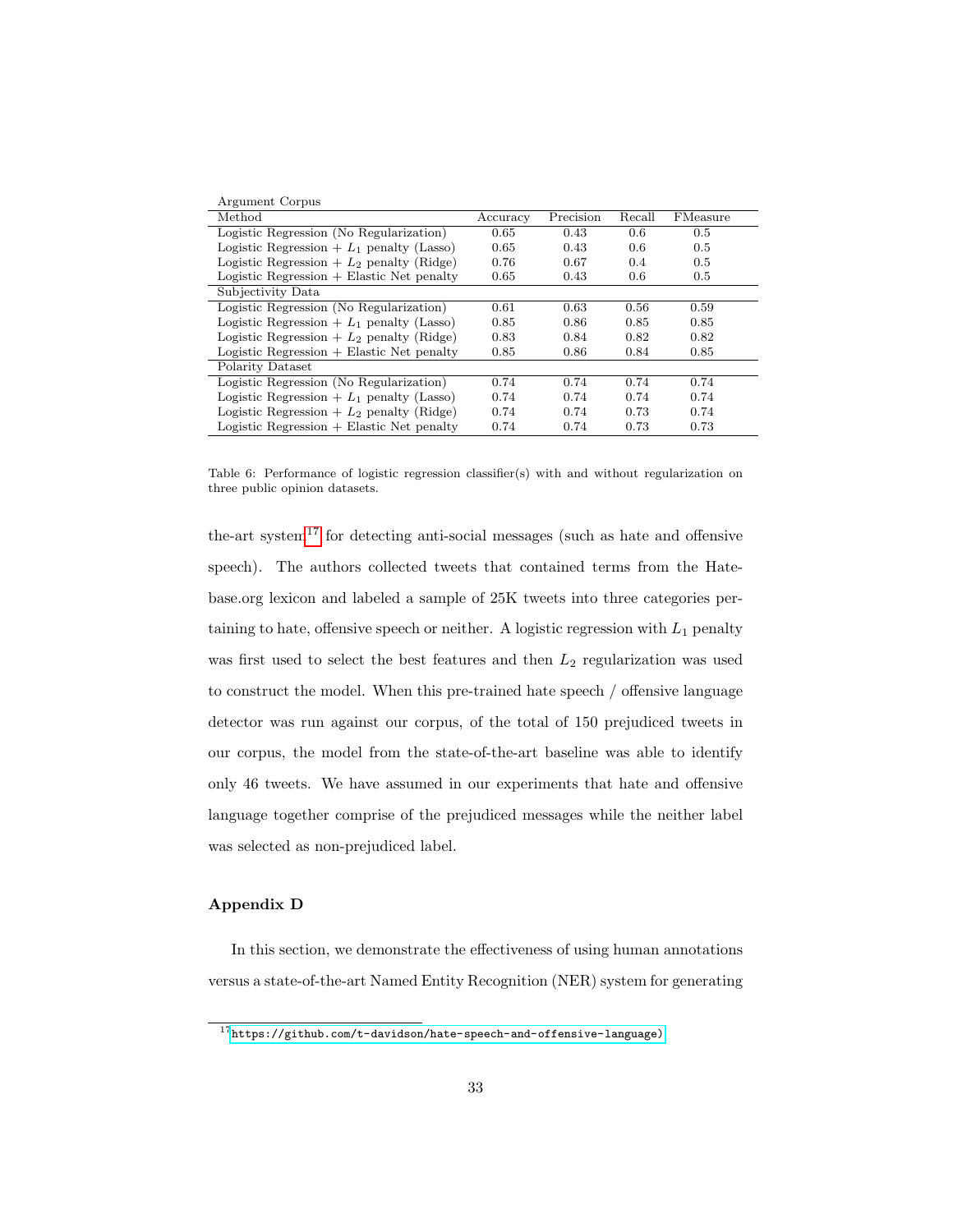| Argument Corpus | | | | |
|---|---|---|---|---|
| Method | Accuracy | Precision | Recall | FMeasure |
| Logistic Regression (No Regularization) | 0.65 | 0.43 | 0.6 | 0.5 |
| Logistic Regression + $L_1$ penalty (Lasso) | 0.65 | 0.43 | 0.6 | 0.5 |
| Logistic Regression + $L_2$ penalty (Ridge) | 0.76 | 0.67 | 0.4 | 0.5 |
| Logistic Regression + Elastic Net penalty | 0.65 | 0.43 | 0.6 | 0.5 |
| Subjectivity Data | | | | |
| Logistic Regression (No Regularization) | 0.61 | 0.63 | 0.56 | 0.59 |
| Logistic Regression + $L_1$ penalty (Lasso) | 0.85 | 0.86 | 0.85 | 0.85 |
| Logistic Regression + $L_2$ penalty (Ridge) | 0.83 | 0.84 | 0.82 | 0.82 |
| Logistic Regression + Elastic Net penalty | 0.85 | 0.86 | 0.84 | 0.85 |
| Polarity Dataset | | | | |
| Logistic Regression (No Regularization) | 0.74 | 0.74 | 0.74 | 0.74 |
| Logistic Regression + $L_1$ penalty (Lasso) | 0.74 | 0.74 | 0.74 | 0.74 |
| Logistic Regression + $L_2$ penalty (Ridge) | 0.74 | 0.74 | 0.73 | 0.74 |
| Logistic Regression + Elastic Net penalty | 0.74 | 0.74 | 0.73 | 0.73 |

Table 6: Performance of logistic regression classifier(s) with and without regularization on three public opinion datasets.

the-art system[17] for detecting anti-social messages (such as hate and offensive speech). The authors collected tweets that contained terms from the Hatebase.org lexicon and labeled a sample of 25K tweets into three categories pertaining to hate, offensive speech or neither. A logistic regression with $L_1$ penalty was first used to select the best features and then $L_2$ regularization was used to construct the model. When this pre-trained hate speech / offensive language detector was run against our corpus, of the total of 150 prejudiced tweets in our corpus, the model from the state-of-the-art baseline was able to identify only 46 tweets. We have assumed in our experiments that hate and offensive language together comprise of the prejudiced messages while the neither label was selected as non-prejudiced label.

### Appendix D

In this section, we demonstrate the effectiveness of using human annotations versus a state-of-the-art Named Entity Recognition (NER) system for generating

[17] https://github.com/t-davidson/hate-speech-and-offensive-language)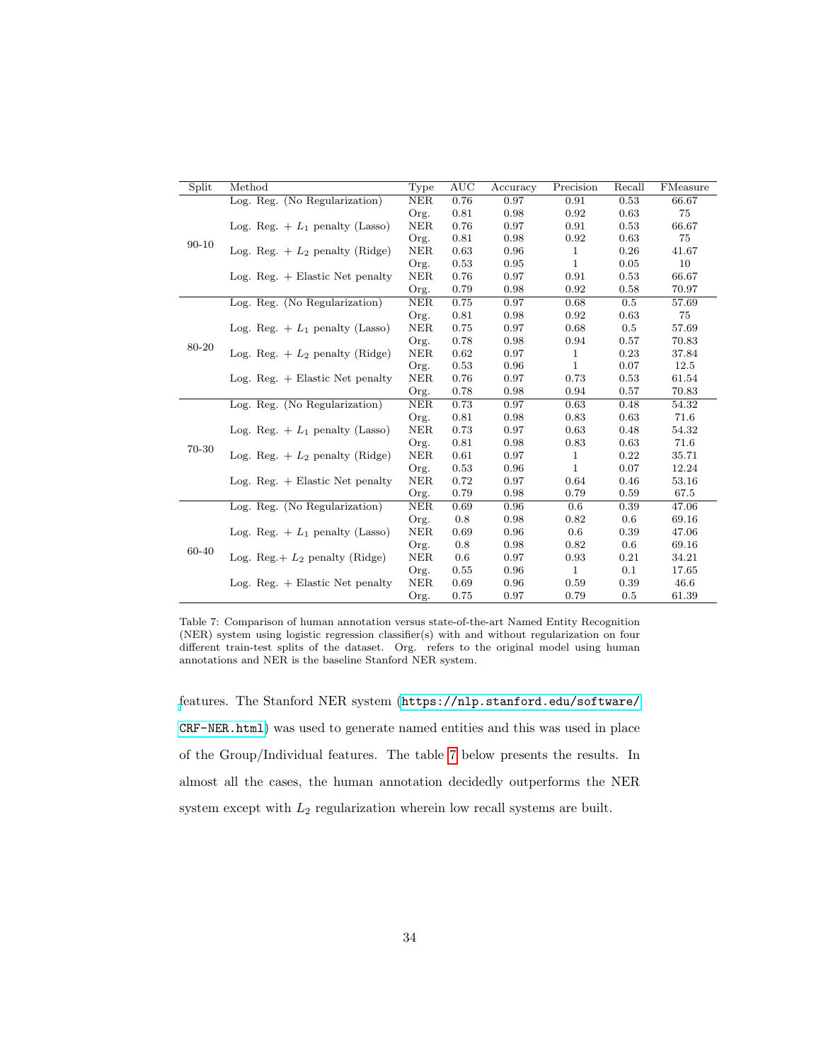| Split | Method | Type | AUC | Accuracy | Precision | Recall | FMeasure |
|---|---|---|---|---|---|---|---|
| 90-10 | Log. Reg. (No Regularization) | NER | 0.76 | 0.97 | 0.91 | 0.53 | 66.67 |
| | | Org. | 0.81 | 0.98 | 0.92 | 0.63 | 75 |
| | Log. Reg. + $L_1$ penalty (Lasso) | NER | 0.76 | 0.97 | 0.91 | 0.53 | 66.67 |
| | | Org. | 0.81 | 0.98 | 0.92 | 0.63 | 75 |
| | Log. Reg. + $L_2$ penalty (Ridge) | NER | 0.63 | 0.96 | 1 | 0.26 | 41.67 |
| | | Org. | 0.53 | 0.95 | 1 | 0.05 | 10 |
| | Log. Reg. + Elastic Net penalty | NER | 0.76 | 0.97 | 0.91 | 0.53 | 66.67 |
| | | Org. | 0.79 | 0.98 | 0.92 | 0.58 | 70.97 |
| 80-20 | Log. Reg. (No Regularization) | NER | 0.75 | 0.97 | 0.68 | 0.5 | 57.69 |
| | | Org. | 0.81 | 0.98 | 0.92 | 0.63 | 75 |
| | Log. Reg. + $L_1$ penalty (Lasso) | NER | 0.75 | 0.97 | 0.68 | 0.5 | 57.69 |
| | | Org. | 0.78 | 0.98 | 0.94 | 0.57 | 70.83 |
| | Log. Reg. + $L_2$ penalty (Ridge) | NER | 0.62 | 0.97 | 1 | 0.23 | 37.84 |
| | | Org. | 0.53 | 0.96 | 1 | 0.07 | 12.5 |
| | Log. Reg. + Elastic Net penalty | NER | 0.76 | 0.97 | 0.73 | 0.53 | 61.54 |
| | | Org. | 0.78 | 0.98 | 0.94 | 0.57 | 70.83 |
| 70-30 | Log. Reg. (No Regularization) | NER | 0.73 | 0.97 | 0.63 | 0.48 | 54.32 |
| | | Org. | 0.81 | 0.98 | 0.83 | 0.63 | 71.6 |
| | Log. Reg. + $L_1$ penalty (Lasso) | NER | 0.73 | 0.97 | 0.63 | 0.48 | 54.32 |
| | | Org. | 0.81 | 0.98 | 0.83 | 0.63 | 71.6 |
| | Log. Reg. + $L_2$ penalty (Ridge) | NER | 0.61 | 0.97 | 1 | 0.22 | 35.71 |
| | | Org. | 0.53 | 0.96 | 1 | 0.07 | 12.24 |
| | Log. Reg. + Elastic Net penalty | NER | 0.72 | 0.97 | 0.64 | 0.46 | 53.16 |
| | | Org. | 0.79 | 0.98 | 0.79 | 0.59 | 67.5 |
| 60-40 | Log. Reg. (No Regularization) | NER | 0.69 | 0.96 | 0.6 | 0.39 | 47.06 |
| | | Org. | 0.8 | 0.98 | 0.82 | 0.6 | 69.16 |
| | Log. Reg. + $L_1$ penalty (Lasso) | NER | 0.69 | 0.96 | 0.6 | 0.39 | 47.06 |
| | | Org. | 0.8 | 0.98 | 0.82 | 0.6 | 69.16 |
| | Log. Reg.+ $L_2$ penalty (Ridge) | NER | 0.6 | 0.97 | 0.93 | 0.21 | 34.21 |
| | | Org. | 0.55 | 0.96 | 1 | 0.1 | 17.65 |
| | Log. Reg. + Elastic Net penalty | NER | 0.69 | 0.96 | 0.59 | 0.39 | 46.6 |
| | | Org. | 0.75 | 0.97 | 0.79 | 0.5 | 61.39 |

Table 7: Comparison of human annotation versus state-of-the-art Named Entity Recognition (NER) system using logistic regression classifier(s) with and without regularization on four different train-test splits of the dataset. Org. refers to the original model using human annotations and NER is the baseline Stanford NER system.

features. The Stanford NER system (https://nlp.stanford.edu/software/CRF-NER.html) was used to generate named entities and this was used in place of the Group/Individual features. The table 7 below presents the results. In almost all the cases, the human annotation decidedly outperforms the NER system except with $L_2$ regularization wherein low recall systems are built.